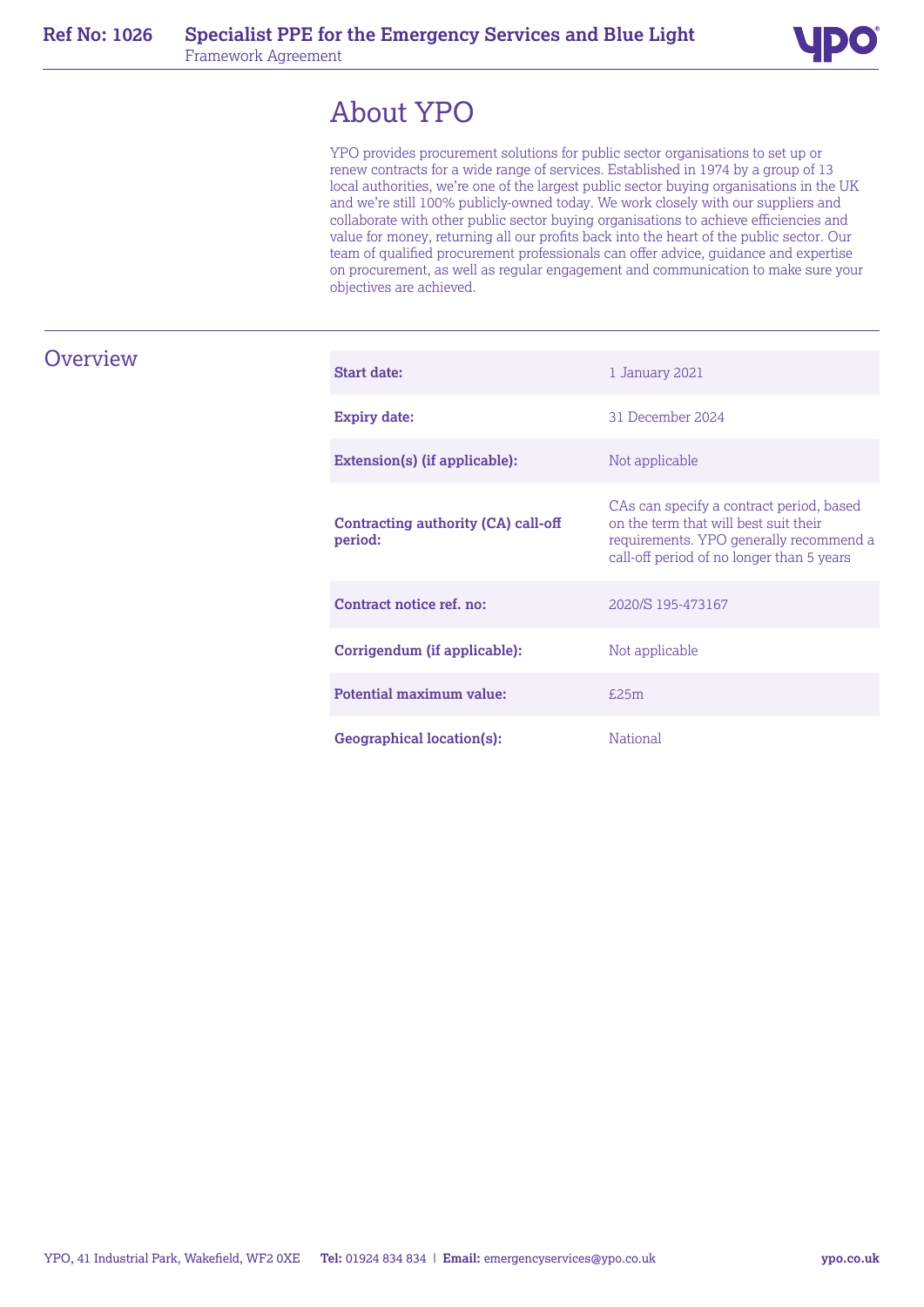# About YPO

YPO provides procurement solutions for public sector organisations to set up or renew contracts for a wide range of services. Established in 1974 by a group of 13 local authorities, we're one of the largest public sector buying organisations in the UK and we're still 100% publicly-owned today. We work closely with our suppliers and collaborate with other public sector buying organisations to achieve efficiencies and value for money, returning all our profits back into the heart of the public sector. Our team of qualified procurement professionals can offer advice, guidance and expertise on procurement, as well as regular engagement and communication to make sure your objectives are achieved.

## Overview

| | |
|---|---|
| **Start date:** | 1 January 2021 |
| **Expiry date:** | 31 December 2024 |
| **Extension(s) (if applicable):** | Not applicable |
| **Contracting authority (CA) call-off period:** | CAs can specify a contract period, based on the term that will best suit their requirements. YPO generally recommend a call-off period of no longer than 5 years |
| **Contract notice ref. no:** | 2020/S 195-473167 |
| **Corrigendum (if applicable):** | Not applicable |
| **Potential maximum value:** | £25m |
| **Geographical location(s):** | National |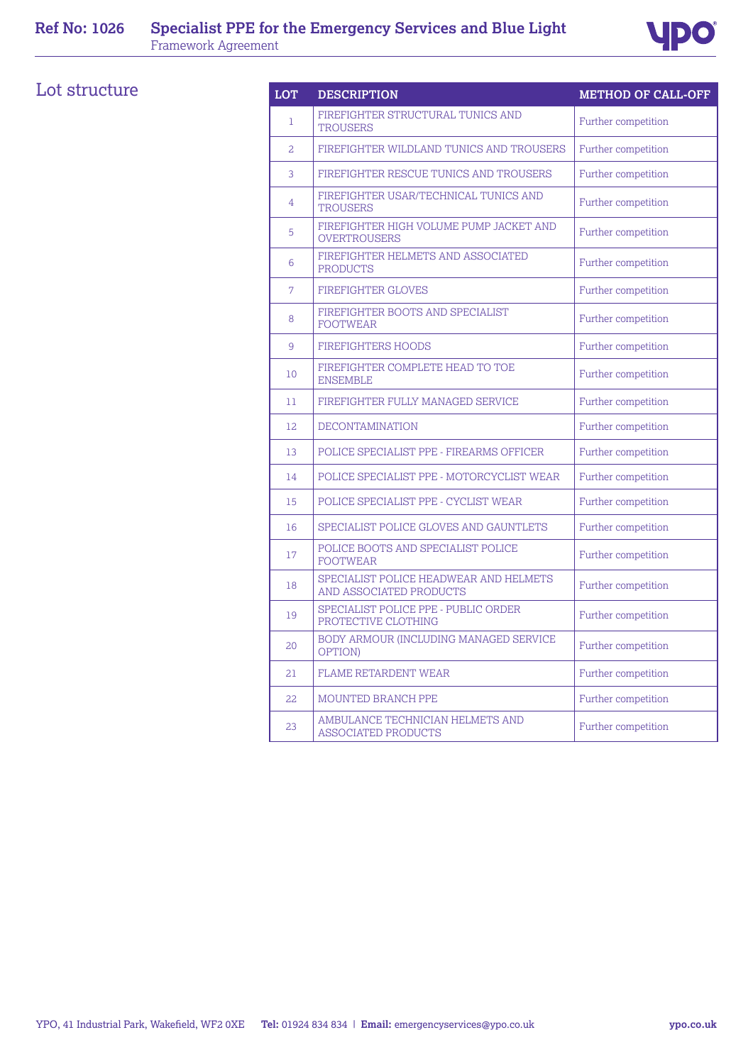## Lot structure

| LOT | DESCRIPTION | METHOD OF CALL-OFF |
|---|---|---|
| 1 | FIREFIGHTER STRUCTURAL TUNICS AND TROUSERS | Further competition |
| 2 | FIREFIGHTER WILDLAND TUNICS AND TROUSERS | Further competition |
| 3 | FIREFIGHTER RESCUE TUNICS AND TROUSERS | Further competition |
| 4 | FIREFIGHTER USAR/TECHNICAL TUNICS AND TROUSERS | Further competition |
| 5 | FIREFIGHTER HIGH VOLUME PUMP JACKET AND OVERTROUSERS | Further competition |
| 6 | FIREFIGHTER HELMETS AND ASSOCIATED PRODUCTS | Further competition |
| 7 | FIREFIGHTER GLOVES | Further competition |
| 8 | FIREFIGHTER BOOTS AND SPECIALIST FOOTWEAR | Further competition |
| 9 | FIREFIGHTERS HOODS | Further competition |
| 10 | FIREFIGHTER COMPLETE HEAD TO TOE ENSEMBLE | Further competition |
| 11 | FIREFIGHTER FULLY MANAGED SERVICE | Further competition |
| 12 | DECONTAMINATION | Further competition |
| 13 | POLICE SPECIALIST PPE - FIREARMS OFFICER | Further competition |
| 14 | POLICE SPECIALIST PPE - MOTORCYCLIST WEAR | Further competition |
| 15 | POLICE SPECIALIST PPE - CYCLIST WEAR | Further competition |
| 16 | SPECIALIST POLICE GLOVES AND GAUNTLETS | Further competition |
| 17 | POLICE BOOTS AND SPECIALIST POLICE FOOTWEAR | Further competition |
| 18 | SPECIALIST POLICE HEADWEAR AND HELMETS AND ASSOCIATED PRODUCTS | Further competition |
| 19 | SPECIALIST POLICE PPE - PUBLIC ORDER PROTECTIVE CLOTHING | Further competition |
| 20 | BODY ARMOUR (INCLUDING MANAGED SERVICE OPTION) | Further competition |
| 21 | FLAME RETARDENT WEAR | Further competition |
| 22 | MOUNTED BRANCH PPE | Further competition |
| 23 | AMBULANCE TECHNICIAN HELMETS AND ASSOCIATED PRODUCTS | Further competition |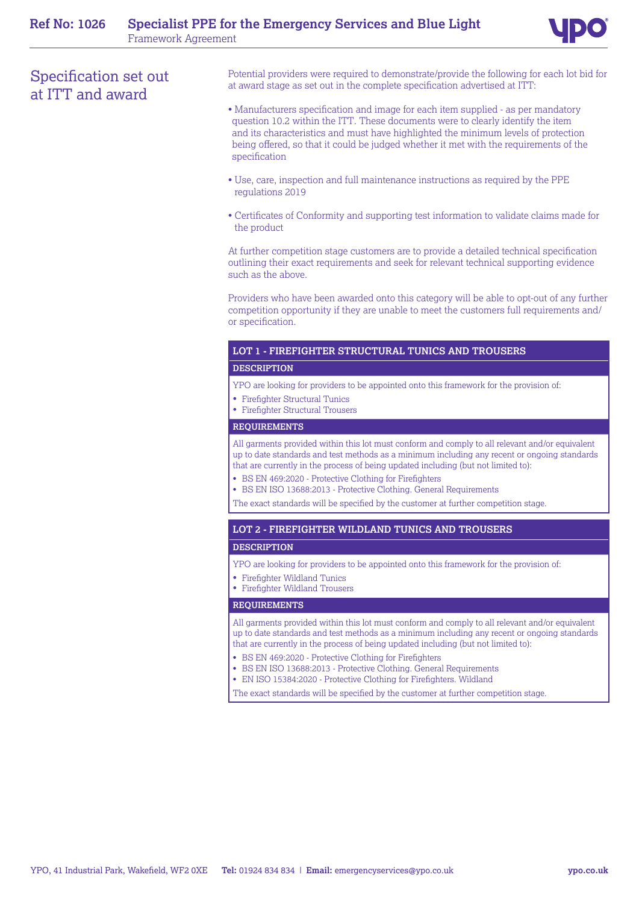## Specification set out at ITT and award

Potential providers were required to demonstrate/provide the following for each lot bid for at award stage as set out in the complete specification advertised at ITT:

- Manufacturers specification and image for each item supplied - as per mandatory question 10.2 within the ITT. These documents were to clearly identify the item and its characteristics and must have highlighted the minimum levels of protection being offered, so that it could be judged whether it met with the requirements of the specification
- Use, care, inspection and full maintenance instructions as required by the PPE regulations 2019
- Certificates of Conformity and supporting test information to validate claims made for the product

At further competition stage customers are to provide a detailed technical specification outlining their exact requirements and seek for relevant technical supporting evidence such as the above.

Providers who have been awarded onto this category will be able to opt-out of any further competition opportunity if they are unable to meet the customers full requirements and/or specification.

### LOT 1 - FIREFIGHTER STRUCTURAL TUNICS AND TROUSERS

**DESCRIPTION**

YPO are looking for providers to be appointed onto this framework for the provision of:

- Firefighter Structural Tunics
- Firefighter Structural Trousers

**REQUIREMENTS**

All garments provided within this lot must conform and comply to all relevant and/or equivalent up to date standards and test methods as a minimum including any recent or ongoing standards that are currently in the process of being updated including (but not limited to):

- BS EN 469:2020 - Protective Clothing for Firefighters
- BS EN ISO 13688:2013 - Protective Clothing. General Requirements

The exact standards will be specified by the customer at further competition stage.

### LOT 2 - FIREFIGHTER WILDLAND TUNICS AND TROUSERS

**DESCRIPTION**

YPO are looking for providers to be appointed onto this framework for the provision of:

- Firefighter Wildland Tunics
- Firefighter Wildland Trousers

**REQUIREMENTS**

All garments provided within this lot must conform and comply to all relevant and/or equivalent up to date standards and test methods as a minimum including any recent or ongoing standards that are currently in the process of being updated including (but not limited to):

- BS EN 469:2020 - Protective Clothing for Firefighters
- BS EN ISO 13688:2013 - Protective Clothing. General Requirements
- EN ISO 15384:2020 - Protective Clothing for Firefighters. Wildland

The exact standards will be specified by the customer at further competition stage.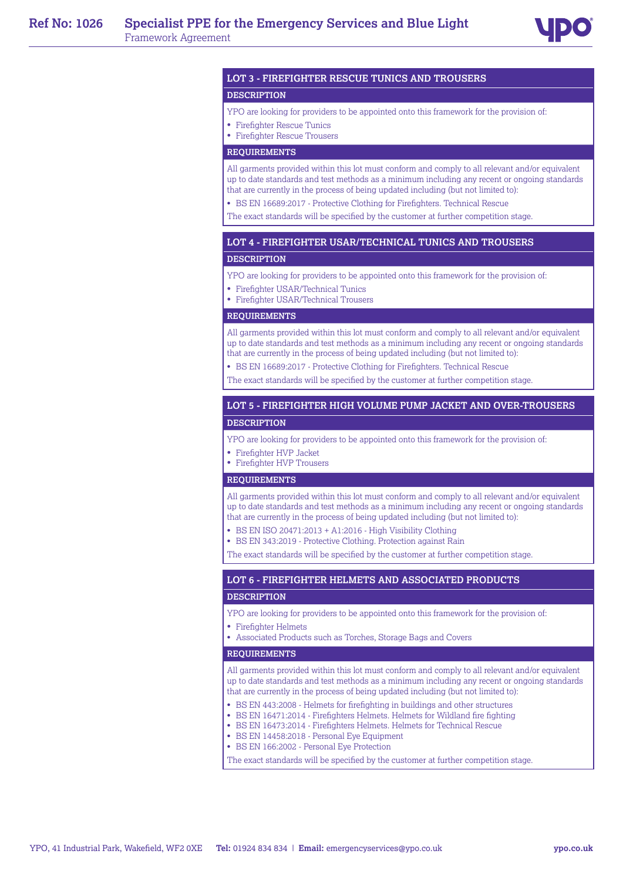## LOT 3 - FIREFIGHTER RESCUE TUNICS AND TROUSERS

### DESCRIPTION

YPO are looking for providers to be appointed onto this framework for the provision of:

- Firefighter Rescue Tunics
- Firefighter Rescue Trousers

### REQUIREMENTS

All garments provided within this lot must conform and comply to all relevant and/or equivalent up to date standards and test methods as a minimum including any recent or ongoing standards that are currently in the process of being updated including (but not limited to):

- BS EN 16689:2017 - Protective Clothing for Firefighters. Technical Rescue

The exact standards will be specified by the customer at further competition stage.

## LOT 4 - FIREFIGHTER USAR/TECHNICAL TUNICS AND TROUSERS

### DESCRIPTION

YPO are looking for providers to be appointed onto this framework for the provision of:

- Firefighter USAR/Technical Tunics
- Firefighter USAR/Technical Trousers

### REQUIREMENTS

All garments provided within this lot must conform and comply to all relevant and/or equivalent up to date standards and test methods as a minimum including any recent or ongoing standards that are currently in the process of being updated including (but not limited to):

- BS EN 16689:2017 - Protective Clothing for Firefighters. Technical Rescue

The exact standards will be specified by the customer at further competition stage.

## LOT 5 - FIREFIGHTER HIGH VOLUME PUMP JACKET AND OVER-TROUSERS

### DESCRIPTION

YPO are looking for providers to be appointed onto this framework for the provision of:

- Firefighter HVP Jacket
- Firefighter HVP Trousers

### REQUIREMENTS

All garments provided within this lot must conform and comply to all relevant and/or equivalent up to date standards and test methods as a minimum including any recent or ongoing standards that are currently in the process of being updated including (but not limited to):

- BS EN ISO 20471:2013 + A1:2016 - High Visibility Clothing
- BS EN 343:2019 - Protective Clothing. Protection against Rain

The exact standards will be specified by the customer at further competition stage.

## LOT 6 - FIREFIGHTER HELMETS AND ASSOCIATED PRODUCTS

### DESCRIPTION

YPO are looking for providers to be appointed onto this framework for the provision of:

- Firefighter Helmets
- Associated Products such as Torches, Storage Bags and Covers

### REQUIREMENTS

All garments provided within this lot must conform and comply to all relevant and/or equivalent up to date standards and test methods as a minimum including any recent or ongoing standards that are currently in the process of being updated including (but not limited to):

- BS EN 443:2008 - Helmets for firefighting in buildings and other structures
- BS EN 16471:2014 - Firefighters Helmets. Helmets for Wildland fire fighting
- BS EN 16473:2014 - Firefighters Helmets. Helmets for Technical Rescue
- BS EN 14458:2018 - Personal Eye Equipment
- BS EN 166:2002 - Personal Eye Protection

The exact standards will be specified by the customer at further competition stage.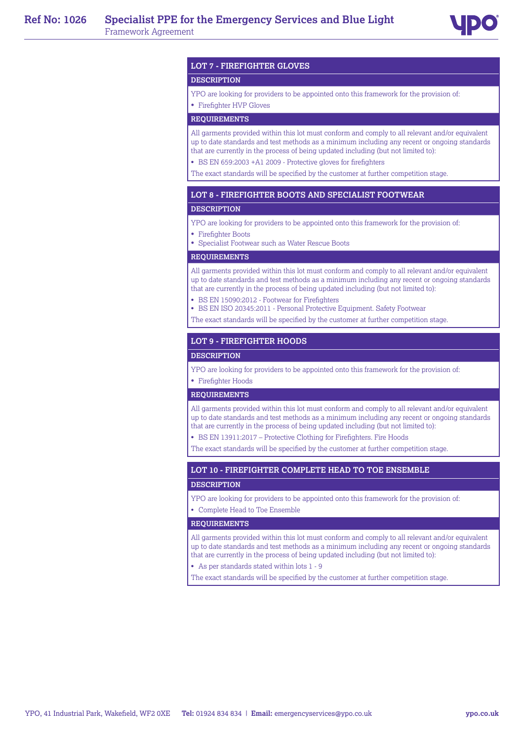## LOT 7 - FIREFIGHTER GLOVES

### DESCRIPTION

YPO are looking for providers to be appointed onto this framework for the provision of:

- Firefighter HVP Gloves

### REQUIREMENTS

All garments provided within this lot must conform and comply to all relevant and/or equivalent up to date standards and test methods as a minimum including any recent or ongoing standards that are currently in the process of being updated including (but not limited to):

- BS EN 659:2003 +A1 2009 - Protective gloves for firefighters

The exact standards will be specified by the customer at further competition stage.

## LOT 8 - FIREFIGHTER BOOTS AND SPECIALIST FOOTWEAR

### DESCRIPTION

YPO are looking for providers to be appointed onto this framework for the provision of:

- Firefighter Boots
- Specialist Footwear such as Water Rescue Boots

### REQUIREMENTS

All garments provided within this lot must conform and comply to all relevant and/or equivalent up to date standards and test methods as a minimum including any recent or ongoing standards that are currently in the process of being updated including (but not limited to):

- BS EN 15090:2012 - Footwear for Firefighters
- BS EN ISO 20345:2011 - Personal Protective Equipment. Safety Footwear

The exact standards will be specified by the customer at further competition stage.

## LOT 9 - FIREFIGHTER HOODS

### DESCRIPTION

YPO are looking for providers to be appointed onto this framework for the provision of:

- Firefighter Hoods

### REQUIREMENTS

All garments provided within this lot must conform and comply to all relevant and/or equivalent up to date standards and test methods as a minimum including any recent or ongoing standards that are currently in the process of being updated including (but not limited to):

- BS EN 13911:2017 – Protective Clothing for Firefighters. Fire Hoods

The exact standards will be specified by the customer at further competition stage.

## LOT 10 - FIREFIGHTER COMPLETE HEAD TO TOE ENSEMBLE

### DESCRIPTION

YPO are looking for providers to be appointed onto this framework for the provision of:

- Complete Head to Toe Ensemble

### REQUIREMENTS

All garments provided within this lot must conform and comply to all relevant and/or equivalent up to date standards and test methods as a minimum including any recent or ongoing standards that are currently in the process of being updated including (but not limited to):

- As per standards stated within lots 1 - 9

The exact standards will be specified by the customer at further competition stage.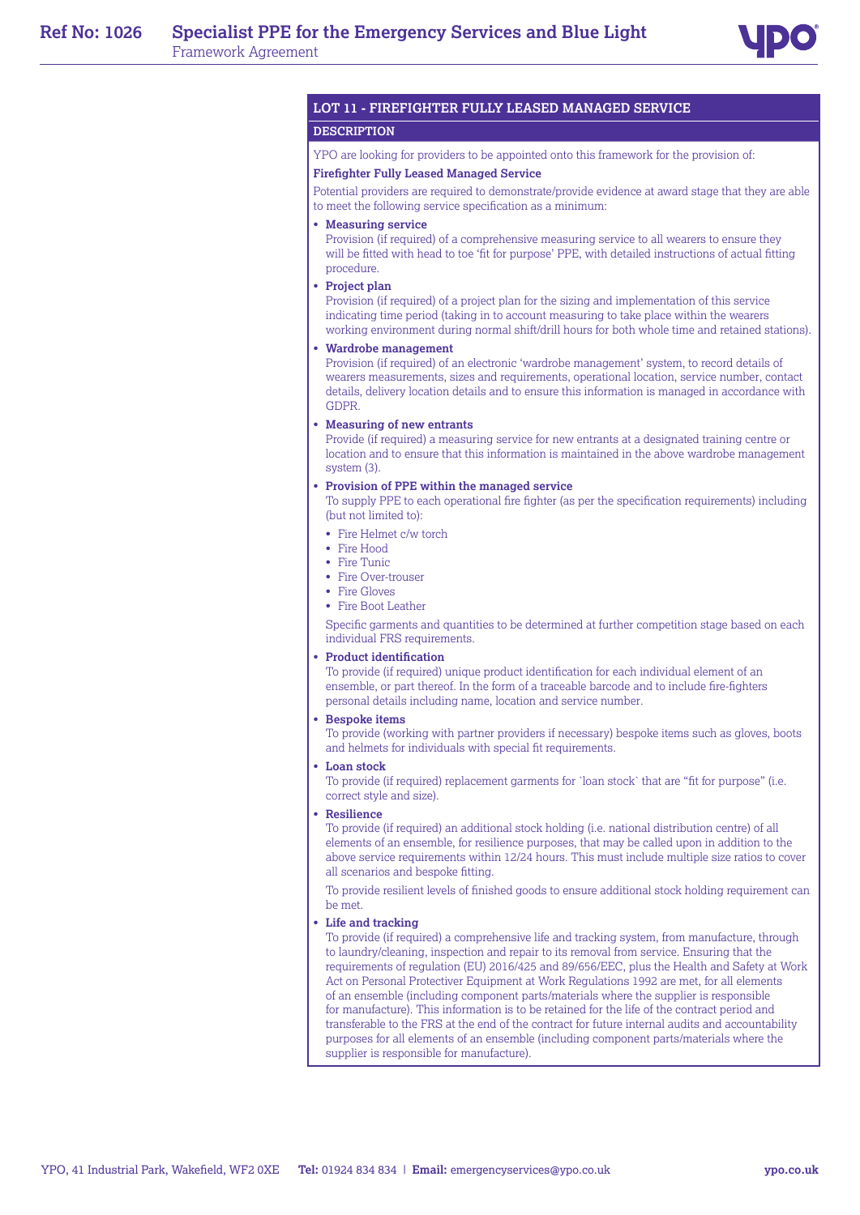## LOT 11 - FIREFIGHTER FULLY LEASED MANAGED SERVICE

### DESCRIPTION

YPO are looking for providers to be appointed onto this framework for the provision of:

**Firefighter Fully Leased Managed Service**

Potential providers are required to demonstrate/provide evidence at award stage that they are able to meet the following service specification as a minimum:

- **Measuring service**
  Provision (if required) of a comprehensive measuring service to all wearers to ensure they will be fitted with head to toe 'fit for purpose' PPE, with detailed instructions of actual fitting procedure.
- **Project plan**
  Provision (if required) of a project plan for the sizing and implementation of this service indicating time period (taking in to account measuring to take place within the wearers working environment during normal shift/drill hours for both whole time and retained stations).
- **Wardrobe management**
  Provision (if required) of an electronic 'wardrobe management' system, to record details of wearers measurements, sizes and requirements, operational location, service number, contact details, delivery location details and to ensure this information is managed in accordance with GDPR.
- **Measuring of new entrants**
  Provide (if required) a measuring service for new entrants at a designated training centre or location and to ensure that this information is maintained in the above wardrobe management system (3).
- **Provision of PPE within the managed service**
  To supply PPE to each operational fire fighter (as per the specification requirements) including (but not limited to):
  - Fire Helmet c/w torch
  - Fire Hood
  - Fire Tunic
  - Fire Over-trouser
  - Fire Gloves
  - Fire Boot Leather

  Specific garments and quantities to be determined at further competition stage based on each individual FRS requirements.
- **Product identification**
  To provide (if required) unique product identification for each individual element of an ensemble, or part thereof. In the form of a traceable barcode and to include fire-fighters personal details including name, location and service number.
- **Bespoke items**
  To provide (working with partner providers if necessary) bespoke items such as gloves, boots and helmets for individuals with special fit requirements.
- **Loan stock**
  To provide (if required) replacement garments for `loan stock` that are "fit for purpose" (i.e. correct style and size).
- **Resilience**
  To provide (if required) an additional stock holding (i.e. national distribution centre) of all elements of an ensemble, for resilience purposes, that may be called upon in addition to the above service requirements within 12/24 hours. This must include multiple size ratios to cover all scenarios and bespoke fitting.

  To provide resilient levels of finished goods to ensure additional stock holding requirement can be met.
- **Life and tracking**
  To provide (if required) a comprehensive life and tracking system, from manufacture, through to laundry/cleaning, inspection and repair to its removal from service. Ensuring that the requirements of regulation (EU) 2016/425 and 89/656/EEC, plus the Health and Safety at Work Act on Personal Protectiver Equipment at Work Regulations 1992 are met, for all elements of an ensemble (including component parts/materials where the supplier is responsible for manufacture). This information is to be retained for the life of the contract period and transferable to the FRS at the end of the contract for future internal audits and accountability purposes for all elements of an ensemble (including component parts/materials where the supplier is responsible for manufacture).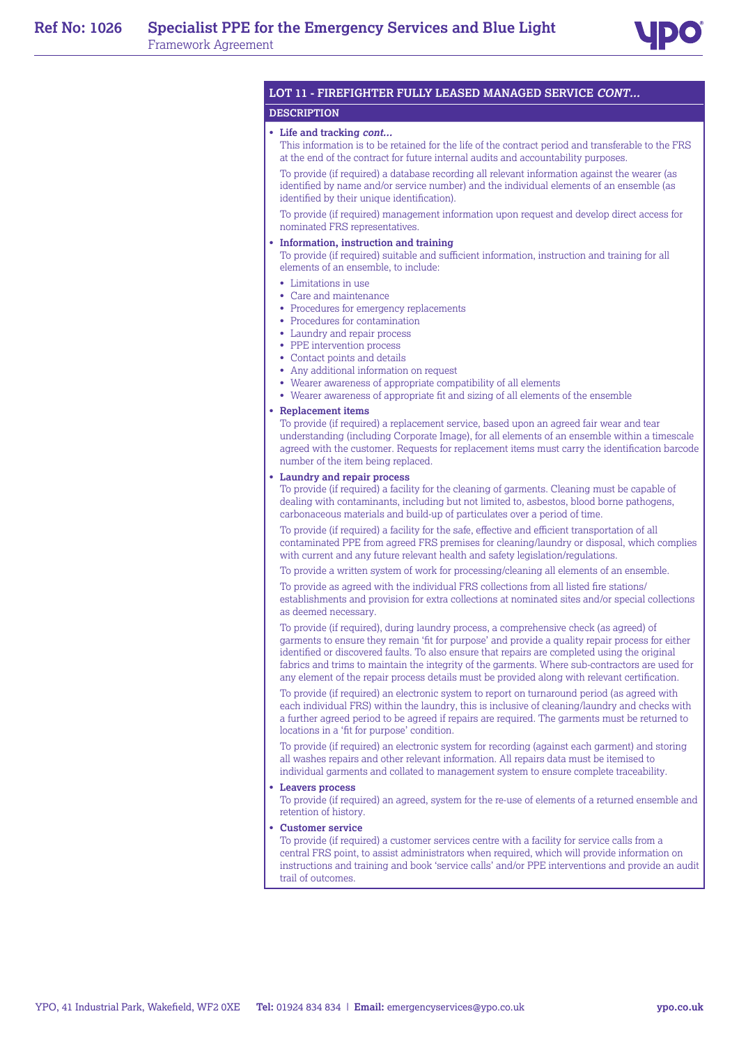## LOT 11 - FIREFIGHTER FULLY LEASED MANAGED SERVICE *CONT...*

### DESCRIPTION

- **Life and tracking *cont...***

  This information is to be retained for the life of the contract period and transferable to the FRS at the end of the contract for future internal audits and accountability purposes.

  To provide (if required) a database recording all relevant information against the wearer (as identified by name and/or service number) and the individual elements of an ensemble (as identified by their unique identification).

  To provide (if required) management information upon request and develop direct access for nominated FRS representatives.

- **Information, instruction and training**

  To provide (if required) suitable and sufficient information, instruction and training for all elements of an ensemble, to include:

  - Limitations in use
  - Care and maintenance
  - Procedures for emergency replacements
  - Procedures for contamination
  - Laundry and repair process
  - PPE intervention process
  - Contact points and details
  - Any additional information on request
  - Wearer awareness of appropriate compatibility of all elements
  - Wearer awareness of appropriate fit and sizing of all elements of the ensemble

- **Replacement items**

  To provide (if required) a replacement service, based upon an agreed fair wear and tear understanding (including Corporate Image), for all elements of an ensemble within a timescale agreed with the customer. Requests for replacement items must carry the identification barcode number of the item being replaced.

- **Laundry and repair process**

  To provide (if required) a facility for the cleaning of garments. Cleaning must be capable of dealing with contaminants, including but not limited to, asbestos, blood borne pathogens, carbonaceous materials and build-up of particulates over a period of time.

  To provide (if required) a facility for the safe, effective and efficient transportation of all contaminated PPE from agreed FRS premises for cleaning/laundry or disposal, which complies with current and any future relevant health and safety legislation/regulations.

  To provide a written system of work for processing/cleaning all elements of an ensemble.

  To provide as agreed with the individual FRS collections from all listed fire stations/ establishments and provision for extra collections at nominated sites and/or special collections as deemed necessary.

  To provide (if required), during laundry process, a comprehensive check (as agreed) of garments to ensure they remain 'fit for purpose' and provide a quality repair process for either identified or discovered faults. To also ensure that repairs are completed using the original fabrics and trims to maintain the integrity of the garments. Where sub-contractors are used for any element of the repair process details must be provided along with relevant certification.

  To provide (if required) an electronic system to report on turnaround period (as agreed with each individual FRS) within the laundry, this is inclusive of cleaning/laundry and checks with a further agreed period to be agreed if repairs are required. The garments must be returned to locations in a 'fit for purpose' condition.

  To provide (if required) an electronic system for recording (against each garment) and storing all washes repairs and other relevant information. All repairs data must be itemised to individual garments and collated to management system to ensure complete traceability.

- **Leavers process**

  To provide (if required) an agreed, system for the re-use of elements of a returned ensemble and retention of history.

- **Customer service**

  To provide (if required) a customer services centre with a facility for service calls from a central FRS point, to assist administrators when required, which will provide information on instructions and training and book 'service calls' and/or PPE interventions and provide an audit trail of outcomes.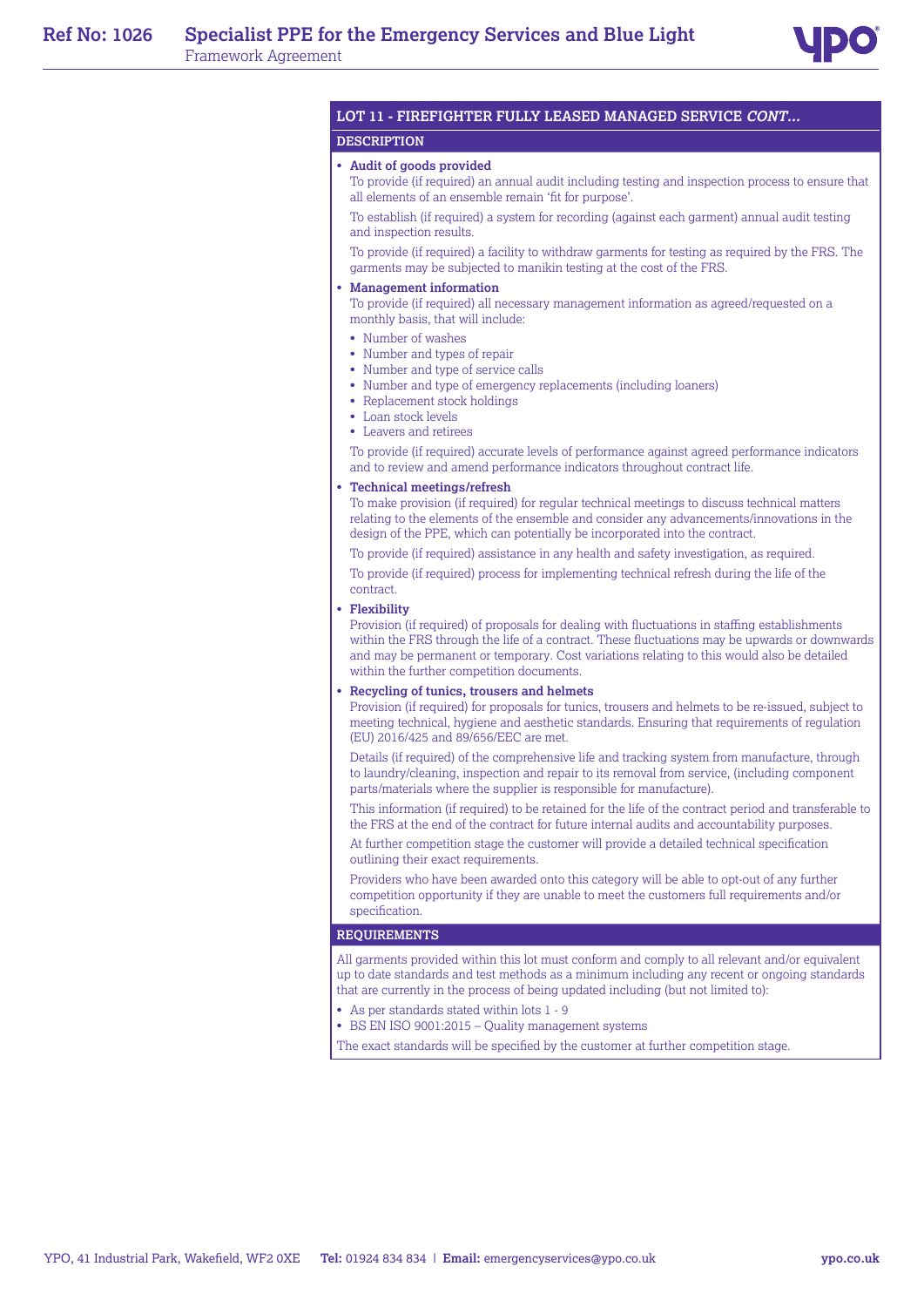## LOT 11 - FIREFIGHTER FULLY LEASED MANAGED SERVICE *CONT...*

### DESCRIPTION

- **Audit of goods provided**

  To provide (if required) an annual audit including testing and inspection process to ensure that all elements of an ensemble remain 'fit for purpose'.

  To establish (if required) a system for recording (against each garment) annual audit testing and inspection results.

  To provide (if required) a facility to withdraw garments for testing as required by the FRS. The garments may be subjected to manikin testing at the cost of the FRS.

- **Management information**

  To provide (if required) all necessary management information as agreed/requested on a monthly basis, that will include:

  - Number of washes
  - Number and types of repair
  - Number and type of service calls
  - Number and type of emergency replacements (including loaners)
  - Replacement stock holdings
  - Loan stock levels
  - Leavers and retirees

  To provide (if required) accurate levels of performance against agreed performance indicators and to review and amend performance indicators throughout contract life.

- **Technical meetings/refresh**

  To make provision (if required) for regular technical meetings to discuss technical matters relating to the elements of the ensemble and consider any advancements/innovations in the design of the PPE, which can potentially be incorporated into the contract.

  To provide (if required) assistance in any health and safety investigation, as required.

  To provide (if required) process for implementing technical refresh during the life of the contract.

- **Flexibility**

  Provision (if required) of proposals for dealing with fluctuations in staffing establishments within the FRS through the life of a contract. These fluctuations may be upwards or downwards and may be permanent or temporary. Cost variations relating to this would also be detailed within the further competition documents.

- **Recycling of tunics, trousers and helmets**

  Provision (if required) for proposals for tunics, trousers and helmets to be re-issued, subject to meeting technical, hygiene and aesthetic standards. Ensuring that requirements of regulation (EU) 2016/425 and 89/656/EEC are met.

  Details (if required) of the comprehensive life and tracking system from manufacture, through to laundry/cleaning, inspection and repair to its removal from service, (including component parts/materials where the supplier is responsible for manufacture).

  This information (if required) to be retained for the life of the contract period and transferable to the FRS at the end of the contract for future internal audits and accountability purposes.

  At further competition stage the customer will provide a detailed technical specification outlining their exact requirements.

  Providers who have been awarded onto this category will be able to opt-out of any further competition opportunity if they are unable to meet the customers full requirements and/or specification.

### REQUIREMENTS

All garments provided within this lot must conform and comply to all relevant and/or equivalent up to date standards and test methods as a minimum including any recent or ongoing standards that are currently in the process of being updated including (but not limited to):

- As per standards stated within lots 1 - 9
- BS EN ISO 9001:2015 – Quality management systems

The exact standards will be specified by the customer at further competition stage.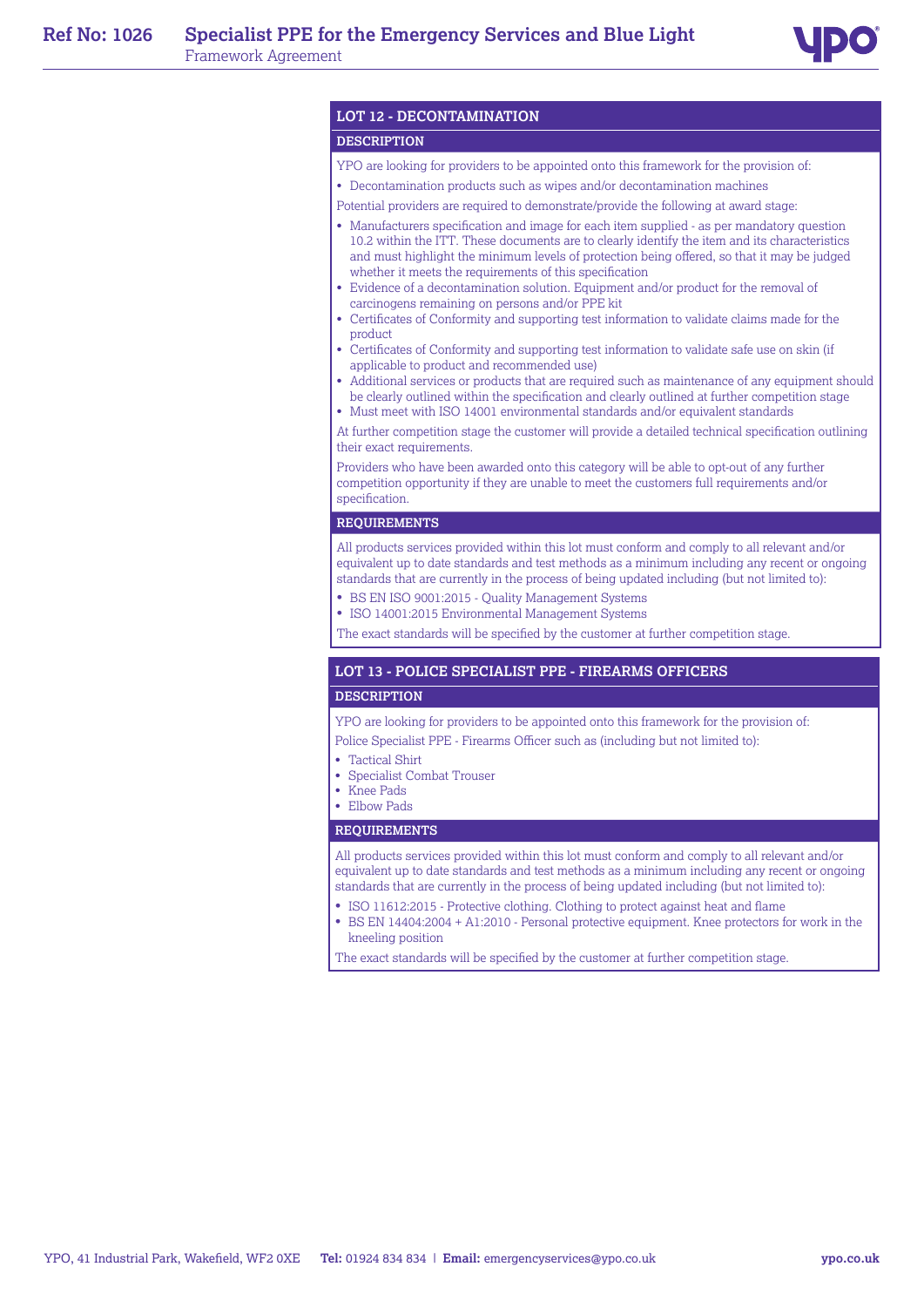## LOT 12 - DECONTAMINATION

### DESCRIPTION

YPO are looking for providers to be appointed onto this framework for the provision of:

- Decontamination products such as wipes and/or decontamination machines

Potential providers are required to demonstrate/provide the following at award stage:

- Manufacturers specification and image for each item supplied - as per mandatory question 10.2 within the ITT. These documents are to clearly identify the item and its characteristics and must highlight the minimum levels of protection being offered, so that it may be judged whether it meets the requirements of this specification
- Evidence of a decontamination solution. Equipment and/or product for the removal of carcinogens remaining on persons and/or PPE kit
- Certificates of Conformity and supporting test information to validate claims made for the product
- Certificates of Conformity and supporting test information to validate safe use on skin (if applicable to product and recommended use)
- Additional services or products that are required such as maintenance of any equipment should be clearly outlined within the specification and clearly outlined at further competition stage
- Must meet with ISO 14001 environmental standards and/or equivalent standards

At further competition stage the customer will provide a detailed technical specification outlining their exact requirements.

Providers who have been awarded onto this category will be able to opt-out of any further competition opportunity if they are unable to meet the customers full requirements and/or specification.

### REQUIREMENTS

All products services provided within this lot must conform and comply to all relevant and/or equivalent up to date standards and test methods as a minimum including any recent or ongoing standards that are currently in the process of being updated including (but not limited to):

- BS EN ISO 9001:2015 - Quality Management Systems
- ISO 14001:2015 Environmental Management Systems

The exact standards will be specified by the customer at further competition stage.

## LOT 13 - POLICE SPECIALIST PPE - FIREARMS OFFICERS

### DESCRIPTION

YPO are looking for providers to be appointed onto this framework for the provision of:

Police Specialist PPE - Firearms Officer such as (including but not limited to):

- Tactical Shirt
- Specialist Combat Trouser
- Knee Pads
- Elbow Pads

### REQUIREMENTS

All products services provided within this lot must conform and comply to all relevant and/or equivalent up to date standards and test methods as a minimum including any recent or ongoing standards that are currently in the process of being updated including (but not limited to):

- ISO 11612:2015 - Protective clothing. Clothing to protect against heat and flame
- BS EN 14404:2004 + A1:2010 - Personal protective equipment. Knee protectors for work in the kneeling position

The exact standards will be specified by the customer at further competition stage.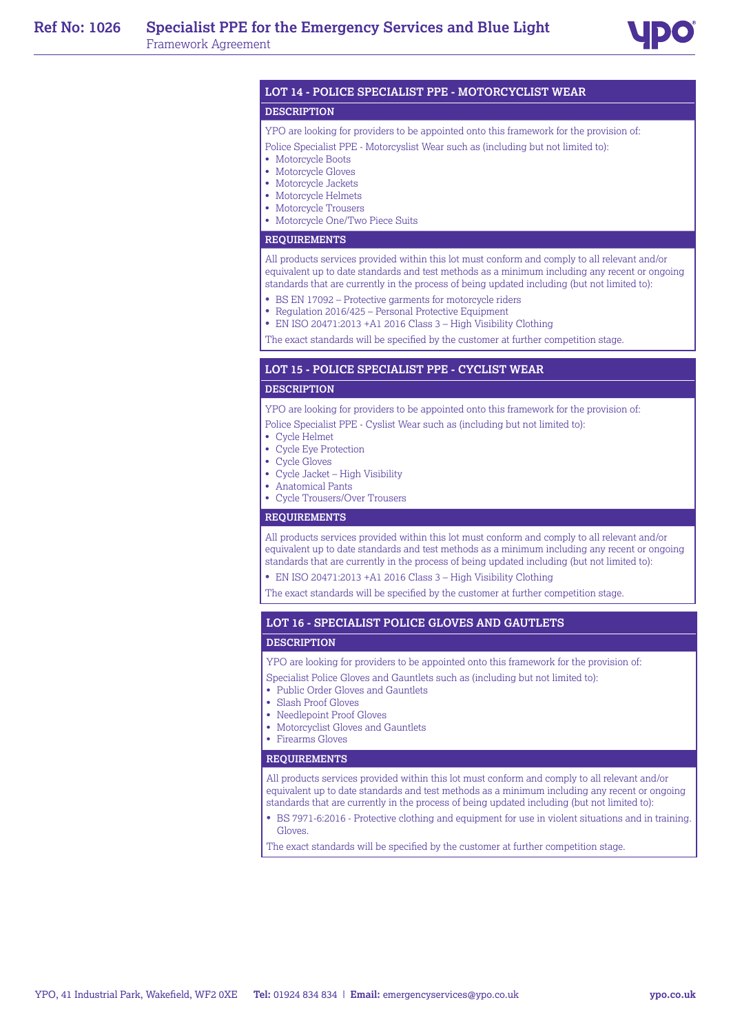## LOT 14 - POLICE SPECIALIST PPE - MOTORCYCLIST WEAR

### DESCRIPTION

YPO are looking for providers to be appointed onto this framework for the provision of:

Police Specialist PPE - Motorcyslist Wear such as (including but not limited to):

- Motorcycle Boots
- Motorcycle Gloves
- Motorcycle Jackets
- Motorcycle Helmets
- Motorcycle Trousers
- Motorcycle One/Two Piece Suits

### REQUIREMENTS

All products services provided within this lot must conform and comply to all relevant and/or equivalent up to date standards and test methods as a minimum including any recent or ongoing standards that are currently in the process of being updated including (but not limited to):

- BS EN 17092 – Protective garments for motorcycle riders
- Regulation 2016/425 – Personal Protective Equipment
- EN ISO 20471:2013 +A1 2016 Class 3 – High Visibility Clothing

The exact standards will be specified by the customer at further competition stage.

## LOT 15 - POLICE SPECIALIST PPE - CYCLIST WEAR

### DESCRIPTION

YPO are looking for providers to be appointed onto this framework for the provision of:

Police Specialist PPE - Cyslist Wear such as (including but not limited to):

- Cycle Helmet
- Cycle Eye Protection
- Cycle Gloves
- Cycle Jacket – High Visibility
- Anatomical Pants
- Cycle Trousers/Over Trousers

### REQUIREMENTS

All products services provided within this lot must conform and comply to all relevant and/or equivalent up to date standards and test methods as a minimum including any recent or ongoing standards that are currently in the process of being updated including (but not limited to):

- EN ISO 20471:2013 +A1 2016 Class 3 – High Visibility Clothing

The exact standards will be specified by the customer at further competition stage.

## LOT 16 - SPECIALIST POLICE GLOVES AND GAUTLETS

### DESCRIPTION

YPO are looking for providers to be appointed onto this framework for the provision of:

Specialist Police Gloves and Gauntlets such as (including but not limited to):

- Public Order Gloves and Gauntlets
- Slash Proof Gloves
- Needlepoint Proof Gloves
- Motorcyclist Gloves and Gauntlets
- Firearms Gloves

### REQUIREMENTS

All products services provided within this lot must conform and comply to all relevant and/or equivalent up to date standards and test methods as a minimum including any recent or ongoing standards that are currently in the process of being updated including (but not limited to):

- BS 7971-6:2016 - Protective clothing and equipment for use in violent situations and in training. Gloves.

The exact standards will be specified by the customer at further competition stage.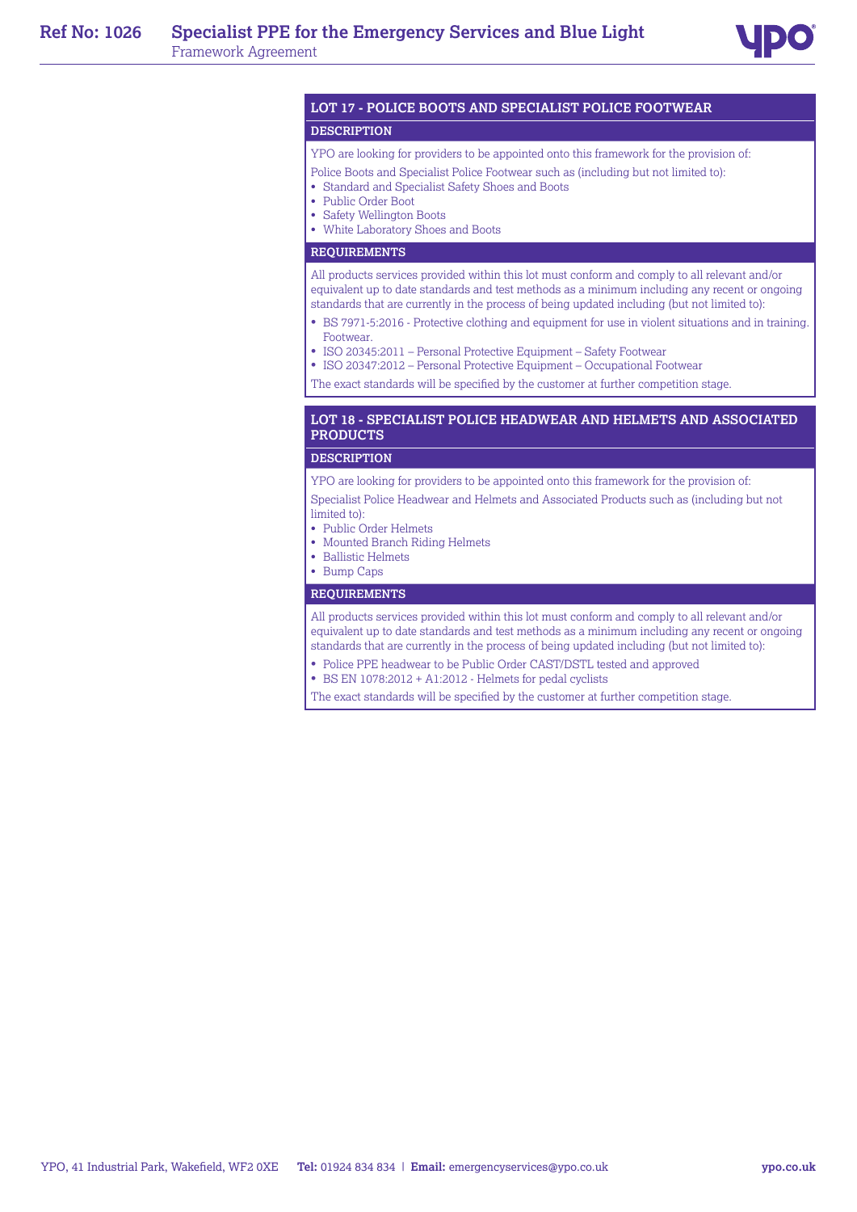## LOT 17 - POLICE BOOTS AND SPECIALIST POLICE FOOTWEAR

### DESCRIPTION

YPO are looking for providers to be appointed onto this framework for the provision of:

Police Boots and Specialist Police Footwear such as (including but not limited to):

- Standard and Specialist Safety Shoes and Boots
- Public Order Boot
- Safety Wellington Boots
- White Laboratory Shoes and Boots

### REQUIREMENTS

All products services provided within this lot must conform and comply to all relevant and/or equivalent up to date standards and test methods as a minimum including any recent or ongoing standards that are currently in the process of being updated including (but not limited to):

- BS 7971-5:2016 - Protective clothing and equipment for use in violent situations and in training. Footwear.
- ISO 20345:2011 – Personal Protective Equipment – Safety Footwear
- ISO 20347:2012 – Personal Protective Equipment – Occupational Footwear

The exact standards will be specified by the customer at further competition stage.

## LOT 18 - SPECIALIST POLICE HEADWEAR AND HELMETS AND ASSOCIATED PRODUCTS

### DESCRIPTION

YPO are looking for providers to be appointed onto this framework for the provision of:

Specialist Police Headwear and Helmets and Associated Products such as (including but not limited to):

- Public Order Helmets
- Mounted Branch Riding Helmets
- Ballistic Helmets
- Bump Caps

### REQUIREMENTS

All products services provided within this lot must conform and comply to all relevant and/or equivalent up to date standards and test methods as a minimum including any recent or ongoing standards that are currently in the process of being updated including (but not limited to):

- Police PPE headwear to be Public Order CAST/DSTL tested and approved
- BS EN 1078:2012 + A1:2012 - Helmets for pedal cyclists

The exact standards will be specified by the customer at further competition stage.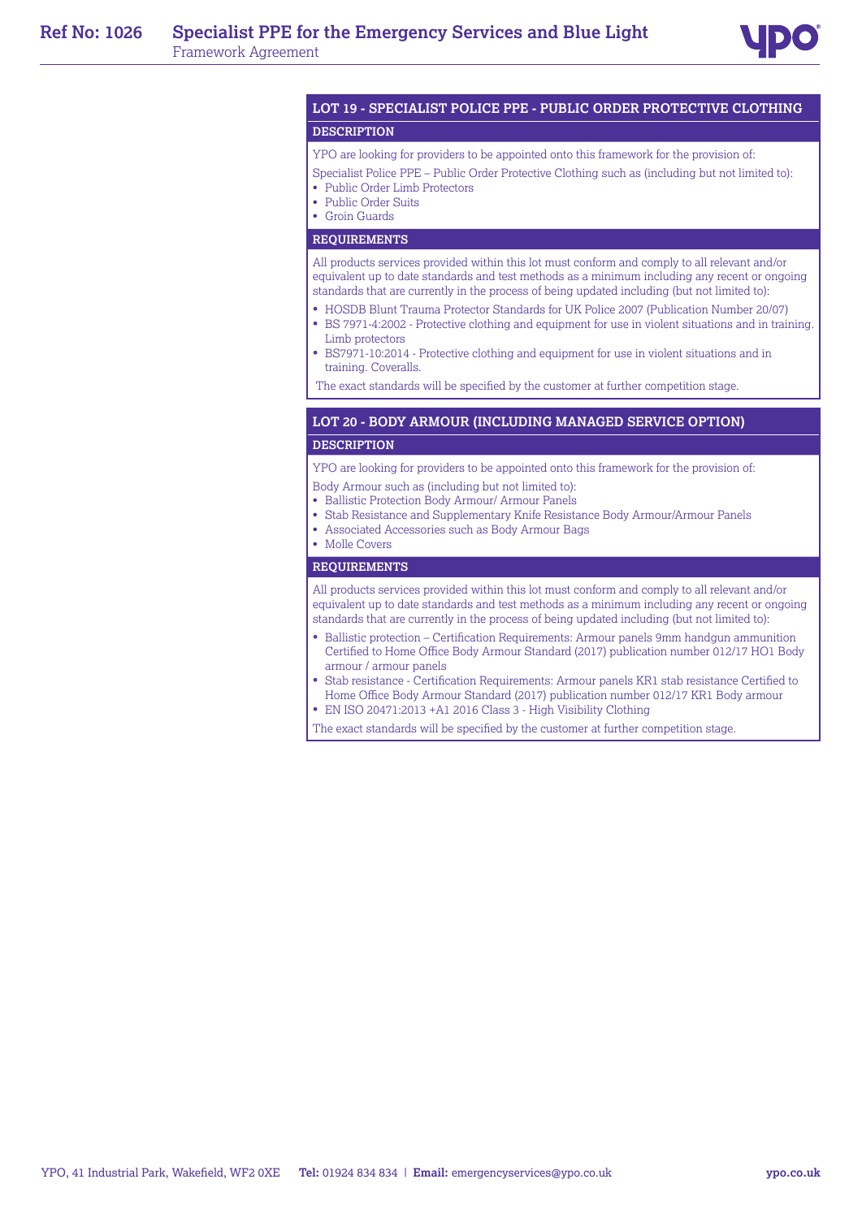## LOT 19 - SPECIALIST POLICE PPE - PUBLIC ORDER PROTECTIVE CLOTHING

### DESCRIPTION

YPO are looking for providers to be appointed onto this framework for the provision of:

Specialist Police PPE – Public Order Protective Clothing such as (including but not limited to):

- Public Order Limb Protectors
- Public Order Suits
- Groin Guards

### REQUIREMENTS

All products services provided within this lot must conform and comply to all relevant and/or equivalent up to date standards and test methods as a minimum including any recent or ongoing standards that are currently in the process of being updated including (but not limited to):

- HOSDB Blunt Trauma Protector Standards for UK Police 2007 (Publication Number 20/07)
- BS 7971-4:2002 - Protective clothing and equipment for use in violent situations and in training. Limb protectors
- BS7971-10:2014 - Protective clothing and equipment for use in violent situations and in training. Coveralls.

The exact standards will be specified by the customer at further competition stage.

## LOT 20 - BODY ARMOUR (INCLUDING MANAGED SERVICE OPTION)

### DESCRIPTION

YPO are looking for providers to be appointed onto this framework for the provision of:

Body Armour such as (including but not limited to):

- Ballistic Protection Body Armour/ Armour Panels
- Stab Resistance and Supplementary Knife Resistance Body Armour/Armour Panels
- Associated Accessories such as Body Armour Bags
- Molle Covers

### REQUIREMENTS

All products services provided within this lot must conform and comply to all relevant and/or equivalent up to date standards and test methods as a minimum including any recent or ongoing standards that are currently in the process of being updated including (but not limited to):

- Ballistic protection – Certification Requirements: Armour panels 9mm handgun ammunition Certified to Home Office Body Armour Standard (2017) publication number 012/17 HO1 Body armour / armour panels
- Stab resistance - Certification Requirements: Armour panels KR1 stab resistance Certified to Home Office Body Armour Standard (2017) publication number 012/17 KR1 Body armour
- EN ISO 20471:2013 +A1 2016 Class 3 - High Visibility Clothing

The exact standards will be specified by the customer at further competition stage.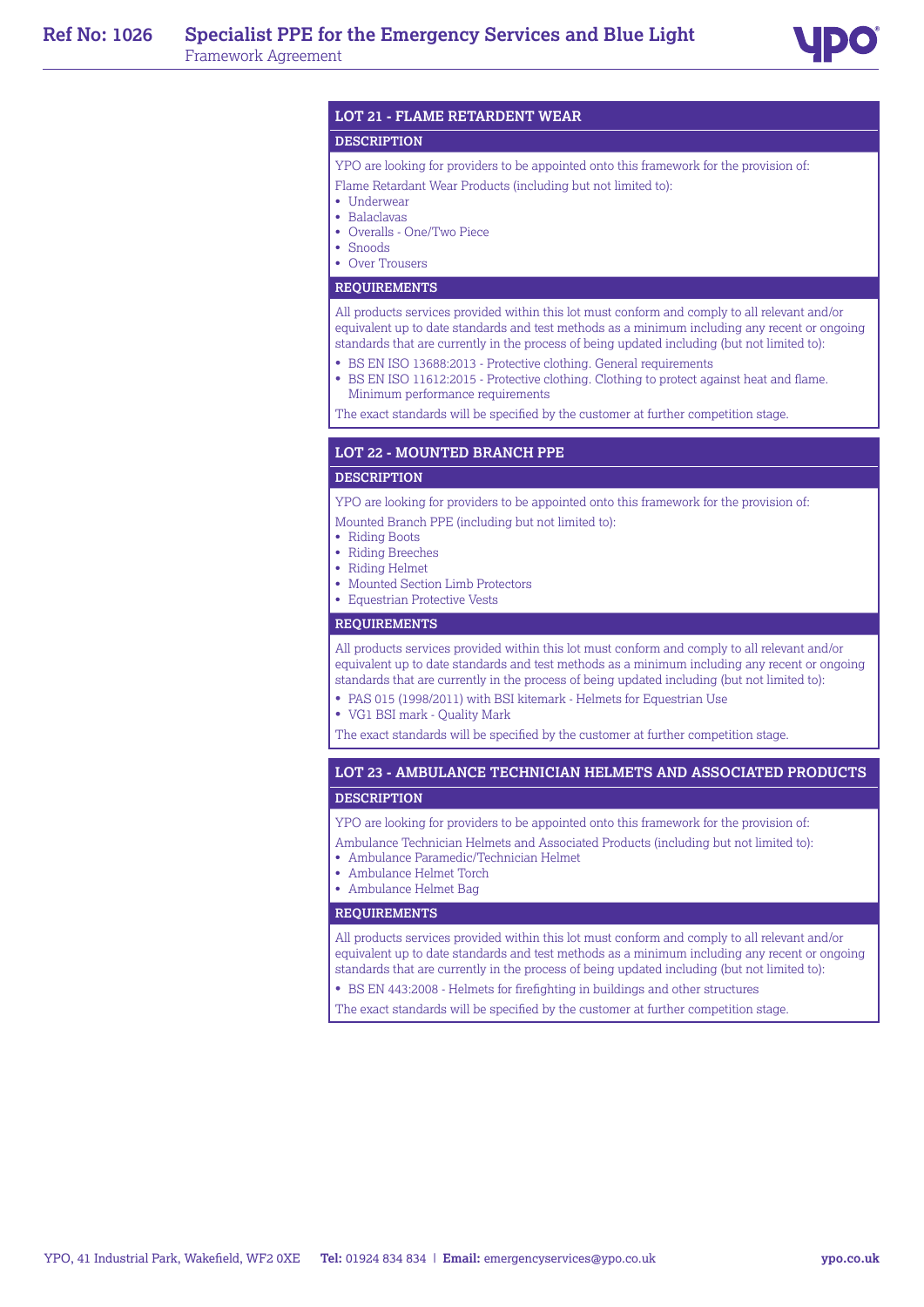## LOT 21 - FLAME RETARDENT WEAR

### DESCRIPTION

YPO are looking for providers to be appointed onto this framework for the provision of:

Flame Retardant Wear Products (including but not limited to):

- Underwear
- Balaclavas
- Overalls - One/Two Piece
- Snoods
- Over Trousers

### REQUIREMENTS

All products services provided within this lot must conform and comply to all relevant and/or equivalent up to date standards and test methods as a minimum including any recent or ongoing standards that are currently in the process of being updated including (but not limited to):

- BS EN ISO 13688:2013 - Protective clothing. General requirements
- BS EN ISO 11612:2015 - Protective clothing. Clothing to protect against heat and flame. Minimum performance requirements

The exact standards will be specified by the customer at further competition stage.

## LOT 22 - MOUNTED BRANCH PPE

### DESCRIPTION

YPO are looking for providers to be appointed onto this framework for the provision of:

Mounted Branch PPE (including but not limited to):

- Riding Boots
- Riding Breeches
- Riding Helmet
- Mounted Section Limb Protectors
- Equestrian Protective Vests

### REQUIREMENTS

All products services provided within this lot must conform and comply to all relevant and/or equivalent up to date standards and test methods as a minimum including any recent or ongoing standards that are currently in the process of being updated including (but not limited to):

- PAS 015 (1998/2011) with BSI kitemark - Helmets for Equestrian Use
- VG1 BSI mark - Quality Mark

The exact standards will be specified by the customer at further competition stage.

## LOT 23 - AMBULANCE TECHNICIAN HELMETS AND ASSOCIATED PRODUCTS

### DESCRIPTION

YPO are looking for providers to be appointed onto this framework for the provision of:

Ambulance Technician Helmets and Associated Products (including but not limited to):

- Ambulance Paramedic/Technician Helmet
- Ambulance Helmet Torch
- Ambulance Helmet Bag

### REQUIREMENTS

All products services provided within this lot must conform and comply to all relevant and/or equivalent up to date standards and test methods as a minimum including any recent or ongoing standards that are currently in the process of being updated including (but not limited to):

- BS EN 443:2008 - Helmets for firefighting in buildings and other structures

The exact standards will be specified by the customer at further competition stage.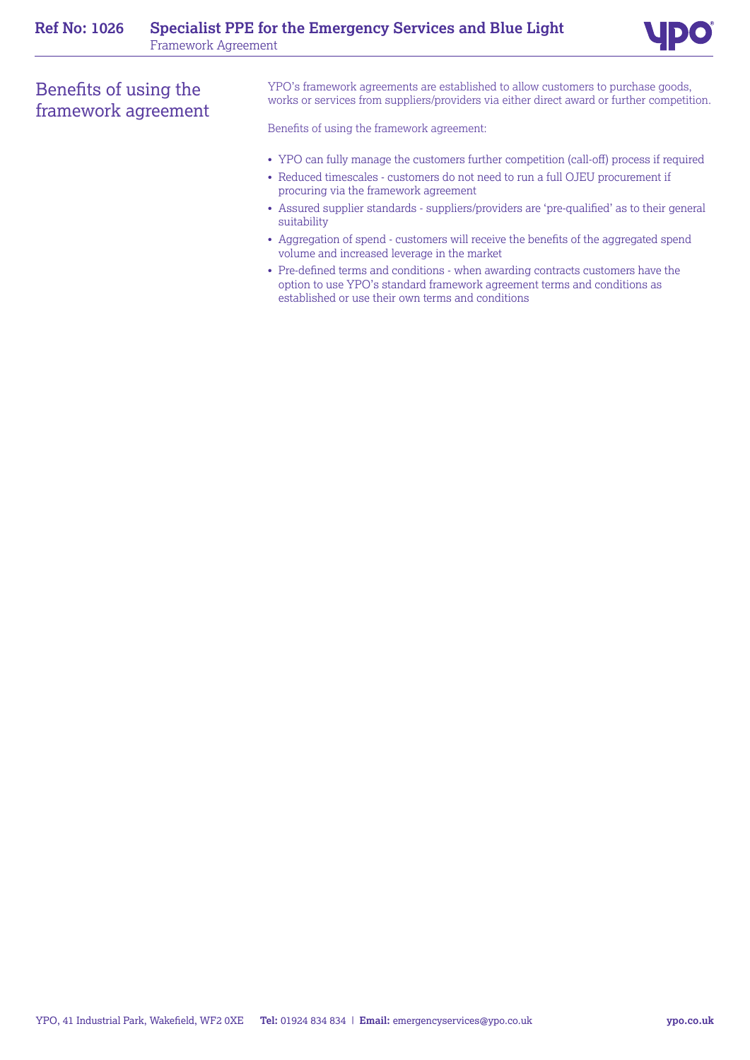## Benefits of using the framework agreement

YPO's framework agreements are established to allow customers to purchase goods, works or services from suppliers/providers via either direct award or further competition.

Benefits of using the framework agreement:

- YPO can fully manage the customers further competition (call-off) process if required
- Reduced timescales - customers do not need to run a full OJEU procurement if procuring via the framework agreement
- Assured supplier standards - suppliers/providers are 'pre-qualified' as to their general suitability
- Aggregation of spend - customers will receive the benefits of the aggregated spend volume and increased leverage in the market
- Pre-defined terms and conditions - when awarding contracts customers have the option to use YPO's standard framework agreement terms and conditions as established or use their own terms and conditions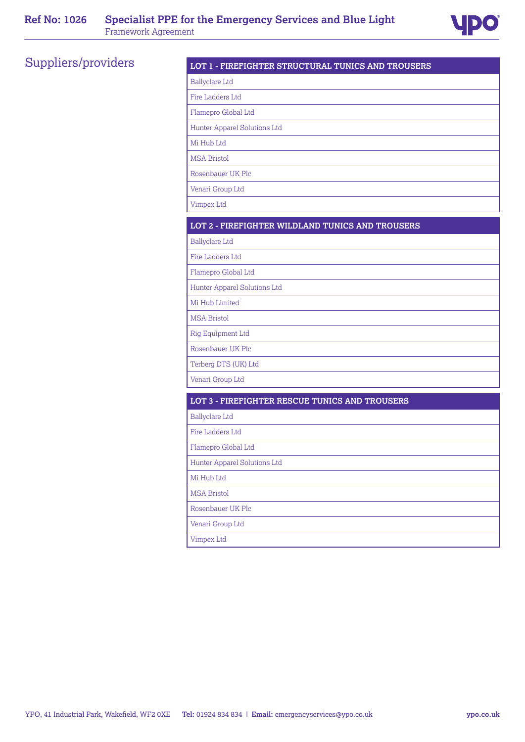# Suppliers/providers

| LOT 1 - FIREFIGHTER STRUCTURAL TUNICS AND TROUSERS |
| --- |
| Ballyclare Ltd |
| Fire Ladders Ltd |
| Flamepro Global Ltd |
| Hunter Apparel Solutions Ltd |
| Mi Hub Ltd |
| MSA Bristol |
| Rosenbauer UK Plc |
| Venari Group Ltd |
| Vimpex Ltd |

| LOT 2 - FIREFIGHTER WILDLAND TUNICS AND TROUSERS |
| --- |
| Ballyclare Ltd |
| Fire Ladders Ltd |
| Flamepro Global Ltd |
| Hunter Apparel Solutions Ltd |
| Mi Hub Limited |
| MSA Bristol |
| Rig Equipment Ltd |
| Rosenbauer UK Plc |
| Terberg DTS (UK) Ltd |
| Venari Group Ltd |

| LOT 3 - FIREFIGHTER RESCUE TUNICS AND TROUSERS |
| --- |
| Ballyclare Ltd |
| Fire Ladders Ltd |
| Flamepro Global Ltd |
| Hunter Apparel Solutions Ltd |
| Mi Hub Ltd |
| MSA Bristol |
| Rosenbauer UK Plc |
| Venari Group Ltd |
| Vimpex Ltd |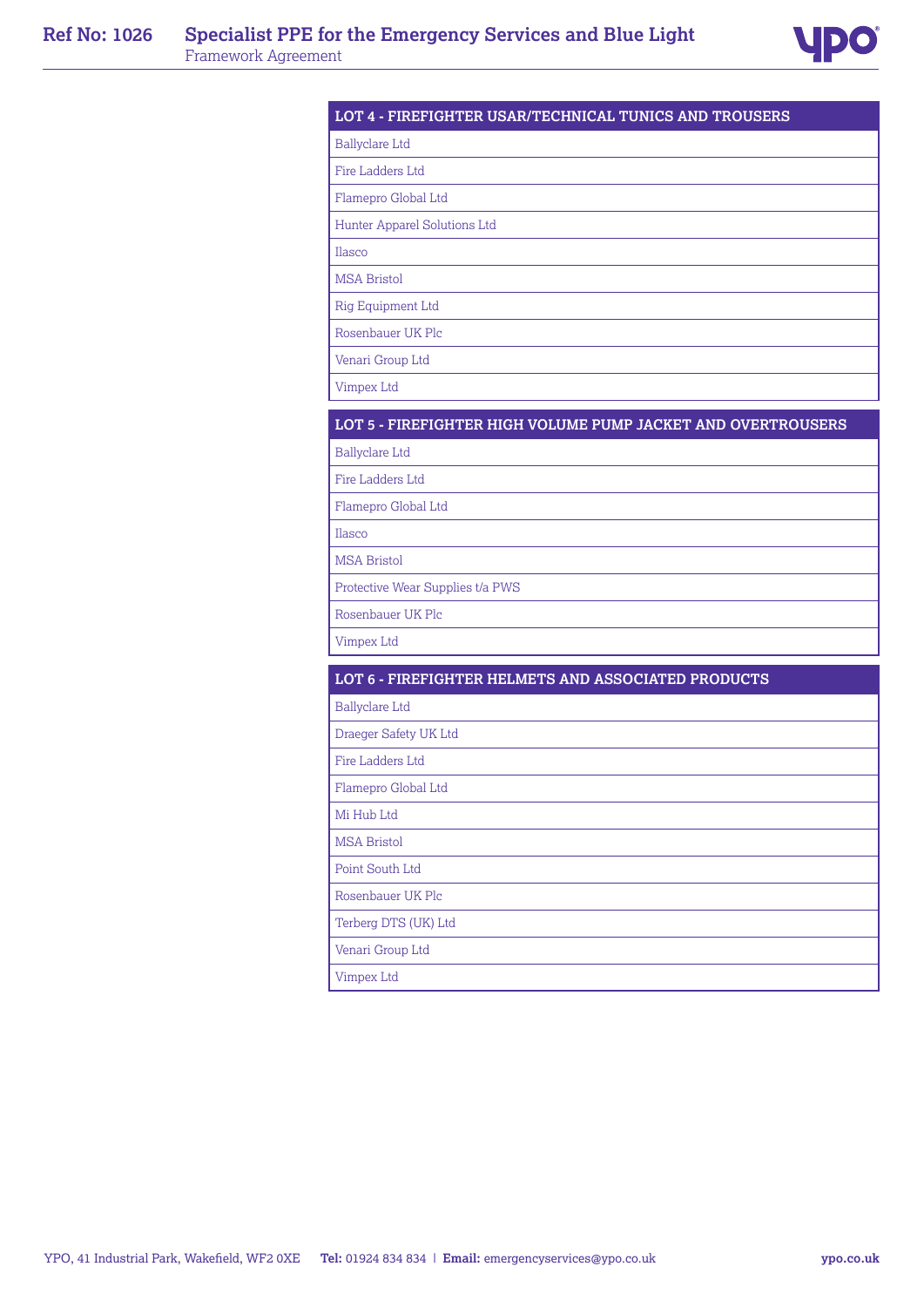| LOT 4 - FIREFIGHTER USAR/TECHNICAL TUNICS AND TROUSERS |
|---|
| Ballyclare Ltd |
| Fire Ladders Ltd |
| Flamepro Global Ltd |
| Hunter Apparel Solutions Ltd |
| Ilasco |
| MSA Bristol |
| Rig Equipment Ltd |
| Rosenbauer UK Plc |
| Venari Group Ltd |
| Vimpex Ltd |

| LOT 5 - FIREFIGHTER HIGH VOLUME PUMP JACKET AND OVERTROUSERS |
|---|
| Ballyclare Ltd |
| Fire Ladders Ltd |
| Flamepro Global Ltd |
| Ilasco |
| MSA Bristol |
| Protective Wear Supplies t/a PWS |
| Rosenbauer UK Plc |
| Vimpex Ltd |

| LOT 6 - FIREFIGHTER HELMETS AND ASSOCIATED PRODUCTS |
|---|
| Ballyclare Ltd |
| Draeger Safety UK Ltd |
| Fire Ladders Ltd |
| Flamepro Global Ltd |
| Mi Hub Ltd |
| MSA Bristol |
| Point South Ltd |
| Rosenbauer UK Plc |
| Terberg DTS (UK) Ltd |
| Venari Group Ltd |
| Vimpex Ltd |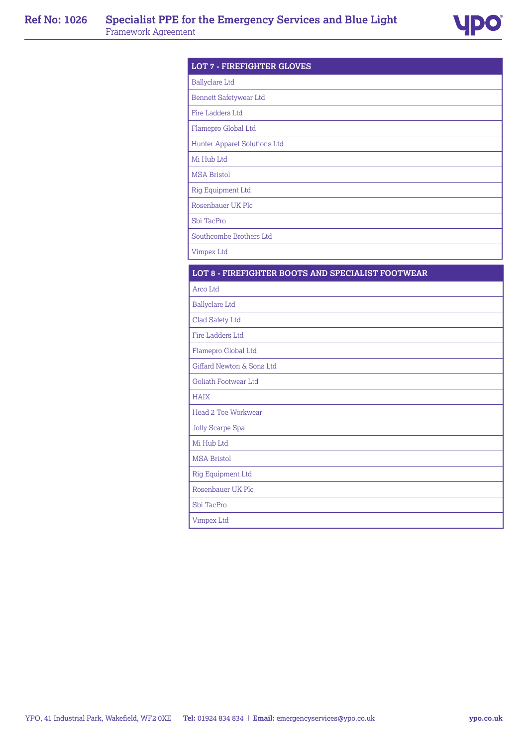| LOT 7 - FIREFIGHTER GLOVES |
| --- |
| Ballyclare Ltd |
| Bennett Safetywear Ltd |
| Fire Ladders Ltd |
| Flamepro Global Ltd |
| Hunter Apparel Solutions Ltd |
| Mi Hub Ltd |
| MSA Bristol |
| Rig Equipment Ltd |
| Rosenbauer UK Plc |
| Sbi TacPro |
| Southcombe Brothers Ltd |
| Vimpex Ltd |

| LOT 8 - FIREFIGHTER BOOTS AND SPECIALIST FOOTWEAR |
| --- |
| Arco Ltd |
| Ballyclare Ltd |
| Clad Safety Ltd |
| Fire Ladders Ltd |
| Flamepro Global Ltd |
| Giffard Newton & Sons Ltd |
| Goliath Footwear Ltd |
| HAIX |
| Head 2 Toe Workwear |
| Jolly Scarpe Spa |
| Mi Hub Ltd |
| MSA Bristol |
| Rig Equipment Ltd |
| Rosenbauer UK Plc |
| Sbi TacPro |
| Vimpex Ltd |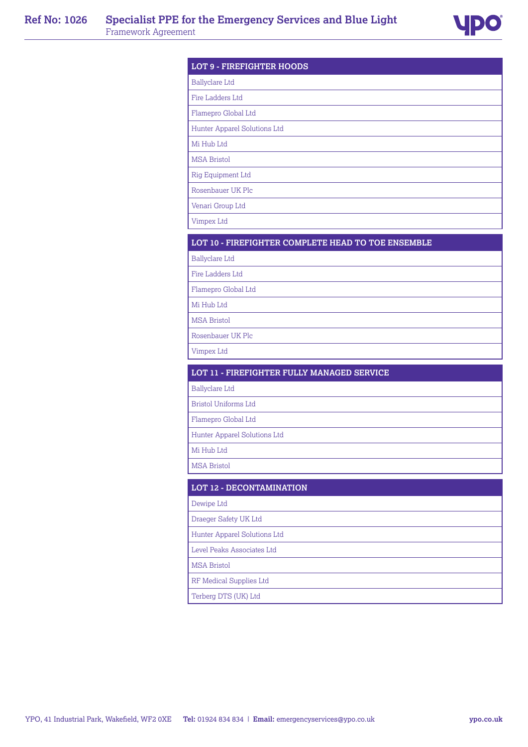| LOT 9 - FIREFIGHTER HOODS |
| --- |
| Ballyclare Ltd |
| Fire Ladders Ltd |
| Flamepro Global Ltd |
| Hunter Apparel Solutions Ltd |
| Mi Hub Ltd |
| MSA Bristol |
| Rig Equipment Ltd |
| Rosenbauer UK Plc |
| Venari Group Ltd |
| Vimpex Ltd |

| LOT 10 - FIREFIGHTER COMPLETE HEAD TO TOE ENSEMBLE |
| --- |
| Ballyclare Ltd |
| Fire Ladders Ltd |
| Flamepro Global Ltd |
| Mi Hub Ltd |
| MSA Bristol |
| Rosenbauer UK Plc |
| Vimpex Ltd |

| LOT 11 - FIREFIGHTER FULLY MANAGED SERVICE |
| --- |
| Ballyclare Ltd |
| Bristol Uniforms Ltd |
| Flamepro Global Ltd |
| Hunter Apparel Solutions Ltd |
| Mi Hub Ltd |
| MSA Bristol |

| LOT 12 - DECONTAMINATION |
| --- |
| Dewipe Ltd |
| Draeger Safety UK Ltd |
| Hunter Apparel Solutions Ltd |
| Level Peaks Associates Ltd |
| MSA Bristol |
| RF Medical Supplies Ltd |
| Terberg DTS (UK) Ltd |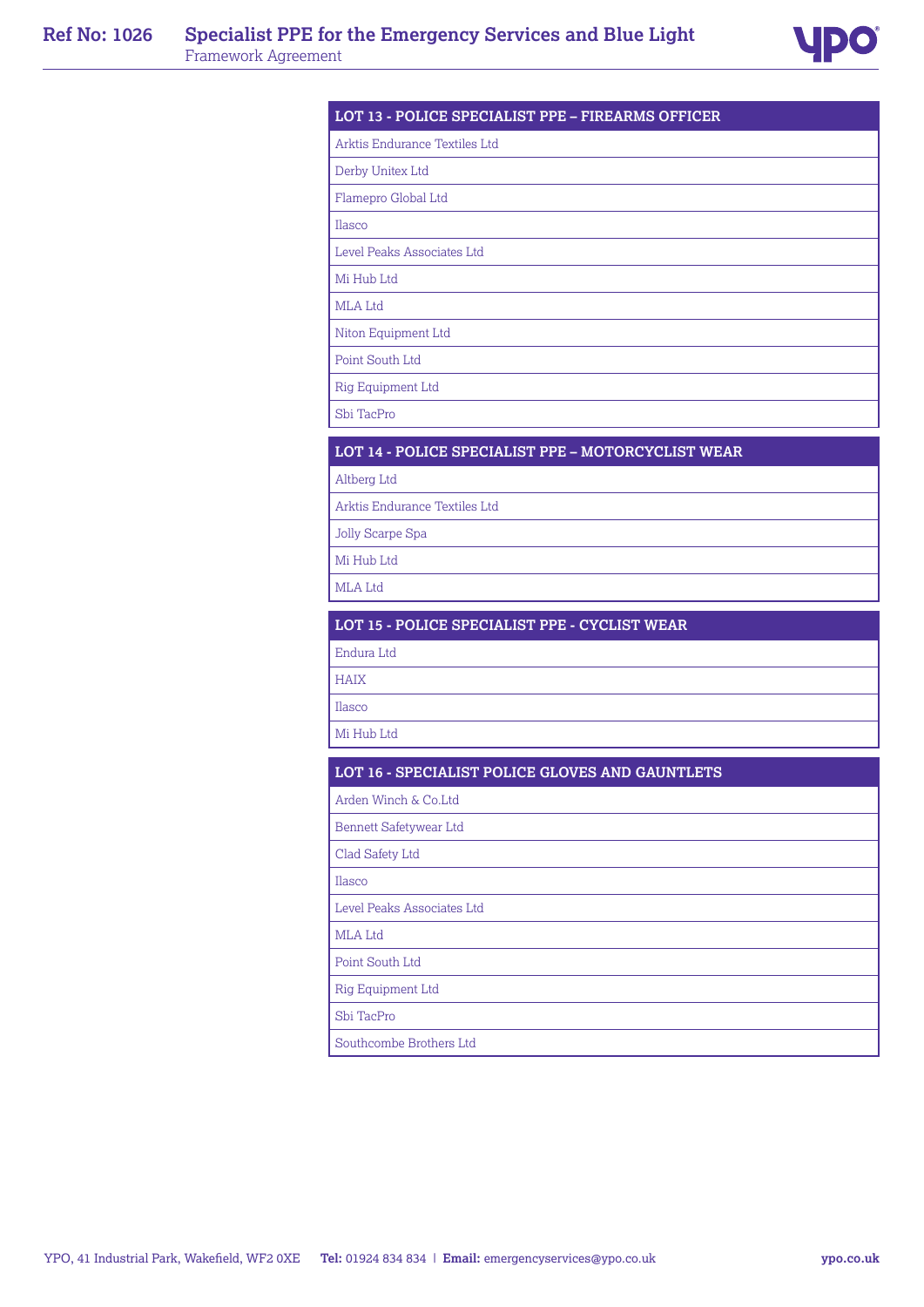| LOT 13 - POLICE SPECIALIST PPE – FIREARMS OFFICER |
| --- |
| Arktis Endurance Textiles Ltd |
| Derby Unitex Ltd |
| Flamepro Global Ltd |
| Ilasco |
| Level Peaks Associates Ltd |
| Mi Hub Ltd |
| MLA Ltd |
| Niton Equipment Ltd |
| Point South Ltd |
| Rig Equipment Ltd |
| Sbi TacPro |

| LOT 14 - POLICE SPECIALIST PPE – MOTORCYCLIST WEAR |
| --- |
| Altberg Ltd |
| Arktis Endurance Textiles Ltd |
| Jolly Scarpe Spa |
| Mi Hub Ltd |
| MLA Ltd |

| LOT 15 - POLICE SPECIALIST PPE - CYCLIST WEAR |
| --- |
| Endura Ltd |
| HAIX |
| Ilasco |
| Mi Hub Ltd |

| LOT 16 - SPECIALIST POLICE GLOVES AND GAUNTLETS |
| --- |
| Arden Winch & Co.Ltd |
| Bennett Safetywear Ltd |
| Clad Safety Ltd |
| Ilasco |
| Level Peaks Associates Ltd |
| MLA Ltd |
| Point South Ltd |
| Rig Equipment Ltd |
| Sbi TacPro |
| Southcombe Brothers Ltd |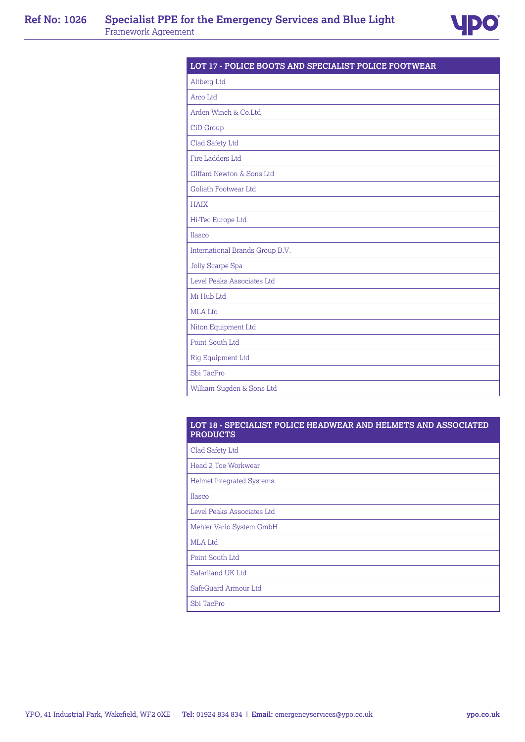| LOT 17 - POLICE BOOTS AND SPECIALIST POLICE FOOTWEAR |
|---|
| Altberg Ltd |
| Arco Ltd |
| Arden Winch & Co.Ltd |
| CiD Group |
| Clad Safety Ltd |
| Fire Ladders Ltd |
| Giffard Newton & Sons Ltd |
| Goliath Footwear Ltd |
| HAIX |
| Hi-Tec Europe Ltd |
| Ilasco |
| International Brands Group B.V. |
| Jolly Scarpe Spa |
| Level Peaks Associates Ltd |
| Mi Hub Ltd |
| MLA Ltd |
| Niton Equipment Ltd |
| Point South Ltd |
| Rig Equipment Ltd |
| Sbi TacPro |
| William Sugden & Sons Ltd |

| LOT 18 - SPECIALIST POLICE HEADWEAR AND HELMETS AND ASSOCIATED PRODUCTS |
|---|
| Clad Safety Ltd |
| Head 2 Toe Workwear |
| Helmet Integrated Systems |
| Ilasco |
| Level Peaks Associates Ltd |
| Mehler Vario System GmbH |
| MLA Ltd |
| Point South Ltd |
| Safariland UK Ltd |
| SafeGuard Armour Ltd |
| Sbi TacPro |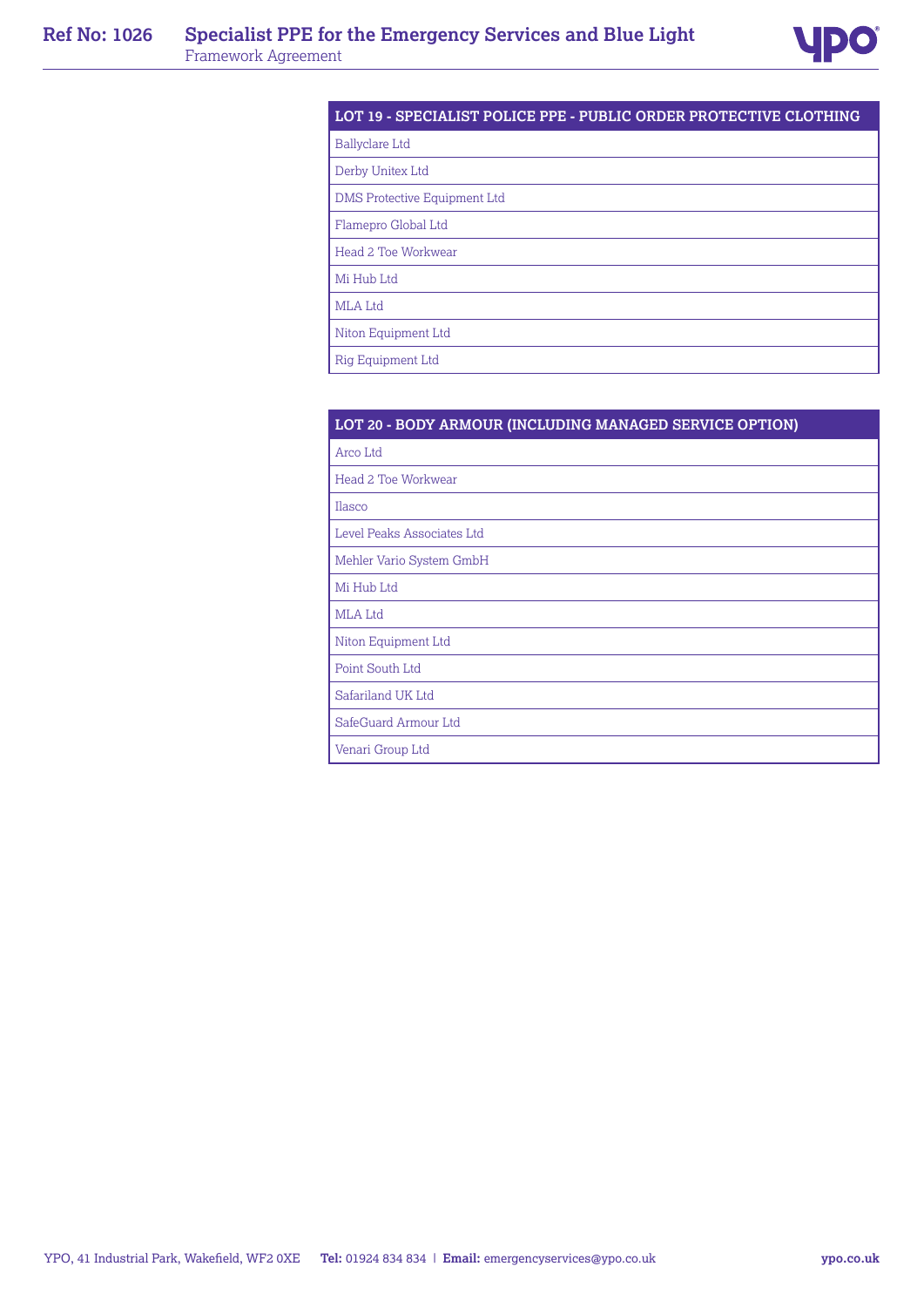| LOT 19 - SPECIALIST POLICE PPE - PUBLIC ORDER PROTECTIVE CLOTHING |
| --- |
| Ballyclare Ltd |
| Derby Unitex Ltd |
| DMS Protective Equipment Ltd |
| Flamepro Global Ltd |
| Head 2 Toe Workwear |
| Mi Hub Ltd |
| MLA Ltd |
| Niton Equipment Ltd |
| Rig Equipment Ltd |

| LOT 20 - BODY ARMOUR (INCLUDING MANAGED SERVICE OPTION) |
| --- |
| Arco Ltd |
| Head 2 Toe Workwear |
| Ilasco |
| Level Peaks Associates Ltd |
| Mehler Vario System GmbH |
| Mi Hub Ltd |
| MLA Ltd |
| Niton Equipment Ltd |
| Point South Ltd |
| Safariland UK Ltd |
| SafeGuard Armour Ltd |
| Venari Group Ltd |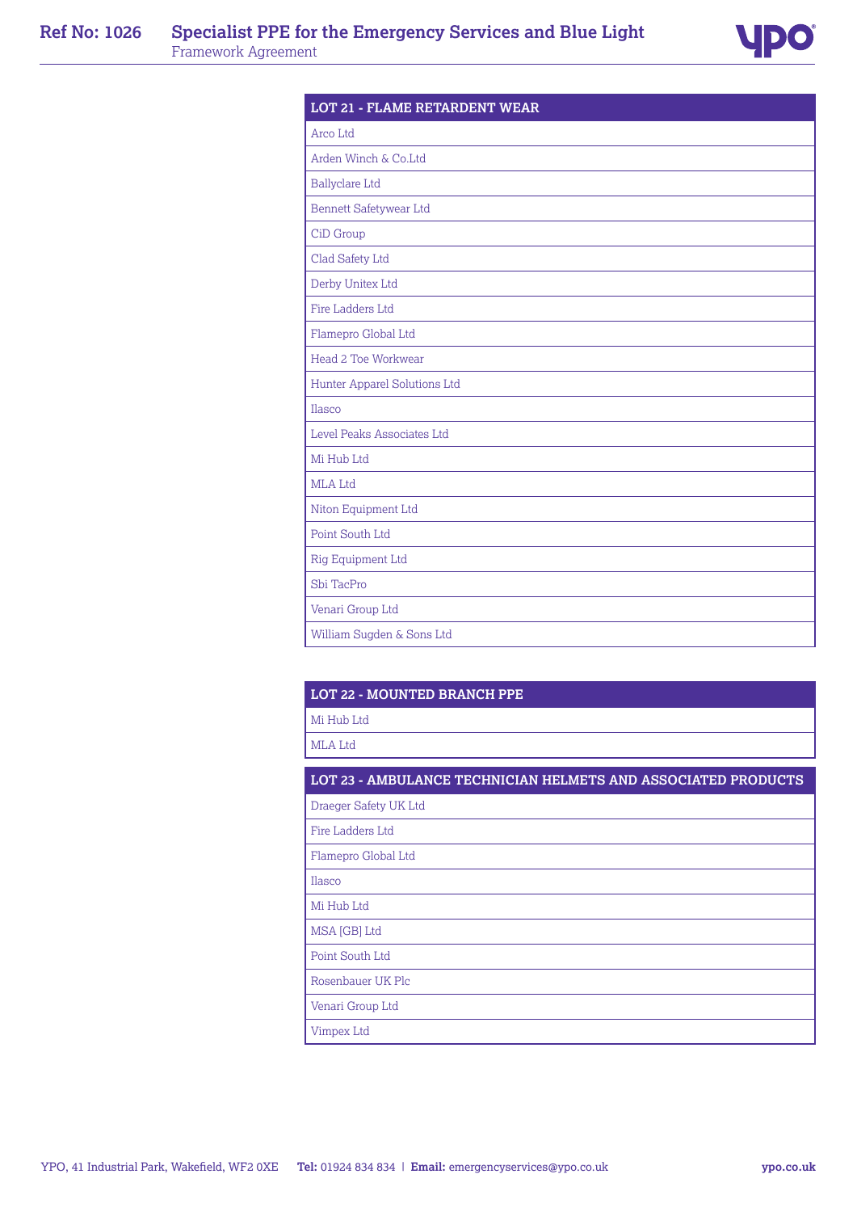| LOT 21 - FLAME RETARDENT WEAR |
| --- |
| Arco Ltd |
| Arden Winch & Co.Ltd |
| Ballyclare Ltd |
| Bennett Safetywear Ltd |
| CiD Group |
| Clad Safety Ltd |
| Derby Unitex Ltd |
| Fire Ladders Ltd |
| Flamepro Global Ltd |
| Head 2 Toe Workwear |
| Hunter Apparel Solutions Ltd |
| Ilasco |
| Level Peaks Associates Ltd |
| Mi Hub Ltd |
| MLA Ltd |
| Niton Equipment Ltd |
| Point South Ltd |
| Rig Equipment Ltd |
| Sbi TacPro |
| Venari Group Ltd |
| William Sugden & Sons Ltd |

| LOT 22 - MOUNTED BRANCH PPE |
| --- |
| Mi Hub Ltd |
| MLA Ltd |

| LOT 23 - AMBULANCE TECHNICIAN HELMETS AND ASSOCIATED PRODUCTS |
| --- |
| Draeger Safety UK Ltd |
| Fire Ladders Ltd |
| Flamepro Global Ltd |
| Ilasco |
| Mi Hub Ltd |
| MSA [GB] Ltd |
| Point South Ltd |
| Rosenbauer UK Plc |
| Venari Group Ltd |
| Vimpex Ltd |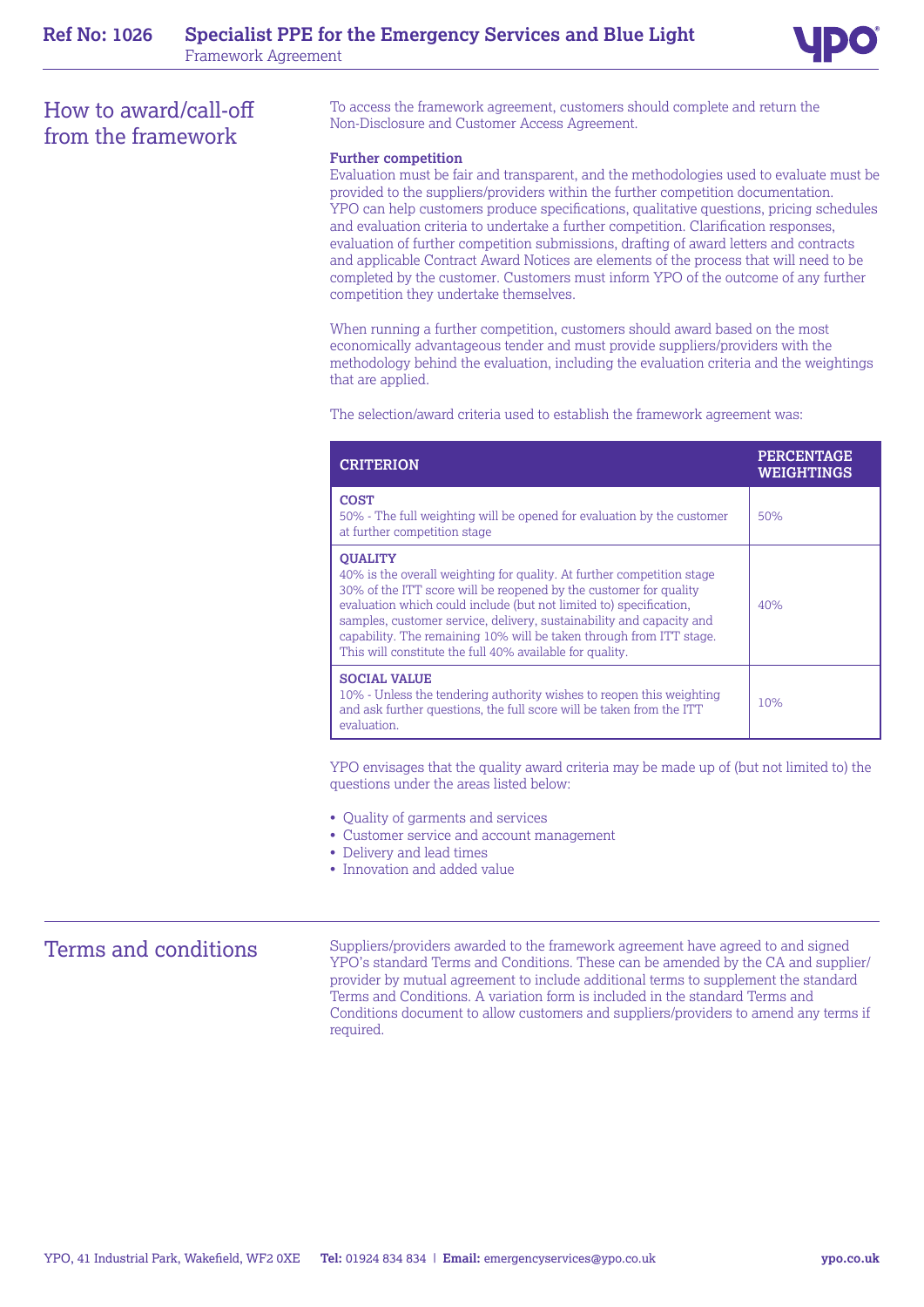## How to award/call-off from the framework

To access the framework agreement, customers should complete and return the Non-Disclosure and Customer Access Agreement.

**Further competition**

Evaluation must be fair and transparent, and the methodologies used to evaluate must be provided to the suppliers/providers within the further competition documentation. YPO can help customers produce specifications, qualitative questions, pricing schedules and evaluation criteria to undertake a further competition. Clarification responses, evaluation of further competition submissions, drafting of award letters and contracts and applicable Contract Award Notices are elements of the process that will need to be completed by the customer. Customers must inform YPO of the outcome of any further competition they undertake themselves.

When running a further competition, customers should award based on the most economically advantageous tender and must provide suppliers/providers with the methodology behind the evaluation, including the evaluation criteria and the weightings that are applied.

The selection/award criteria used to establish the framework agreement was:

| CRITERION | PERCENTAGE WEIGHTINGS |
|---|---|
| **COST**<br>50% - The full weighting will be opened for evaluation by the customer at further competition stage | 50% |
| **QUALITY**<br>40% is the overall weighting for quality. At further competition stage 30% of the ITT score will be reopened by the customer for quality evaluation which could include (but not limited to) specification, samples, customer service, delivery, sustainability and capacity and capability. The remaining 10% will be taken through from ITT stage. This will constitute the full 40% available for quality. | 40% |
| **SOCIAL VALUE**<br>10% - Unless the tendering authority wishes to reopen this weighting and ask further questions, the full score will be taken from the ITT evaluation. | 10% |

YPO envisages that the quality award criteria may be made up of (but not limited to) the questions under the areas listed below:

- Quality of garments and services
- Customer service and account management
- Delivery and lead times
- Innovation and added value

## Terms and conditions

Suppliers/providers awarded to the framework agreement have agreed to and signed YPO's standard Terms and Conditions. These can be amended by the CA and supplier/provider by mutual agreement to include additional terms to supplement the standard Terms and Conditions. A variation form is included in the standard Terms and Conditions document to allow customers and suppliers/providers to amend any terms if required.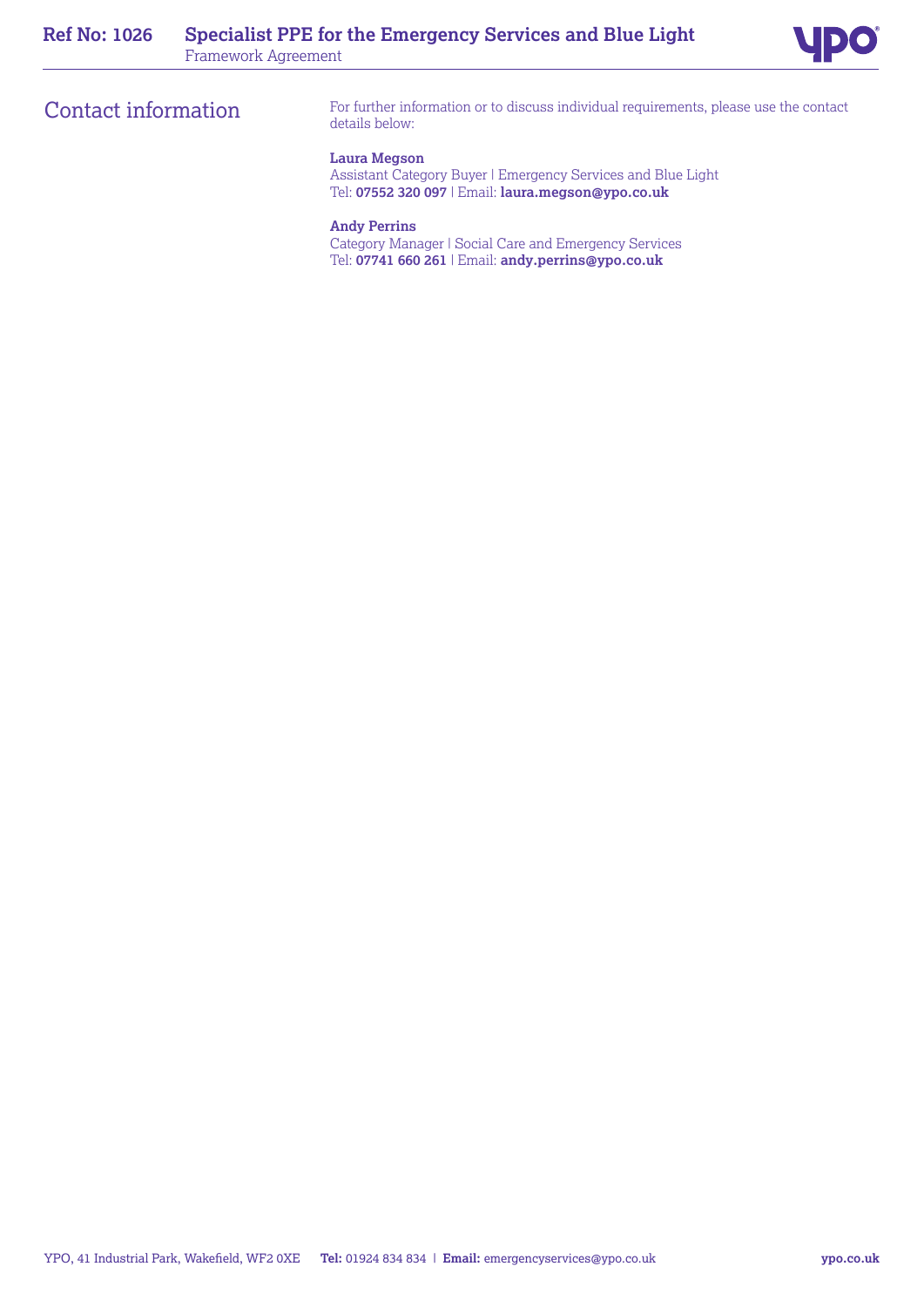## Contact information

For further information or to discuss individual requirements, please use the contact details below:

**Laura Megson**
Assistant Category Buyer | Emergency Services and Blue Light
Tel: **07552 320 097** | Email: **laura.megson@ypo.co.uk**

**Andy Perrins**
Category Manager | Social Care and Emergency Services
Tel: **07741 660 261** | Email: **andy.perrins@ypo.co.uk**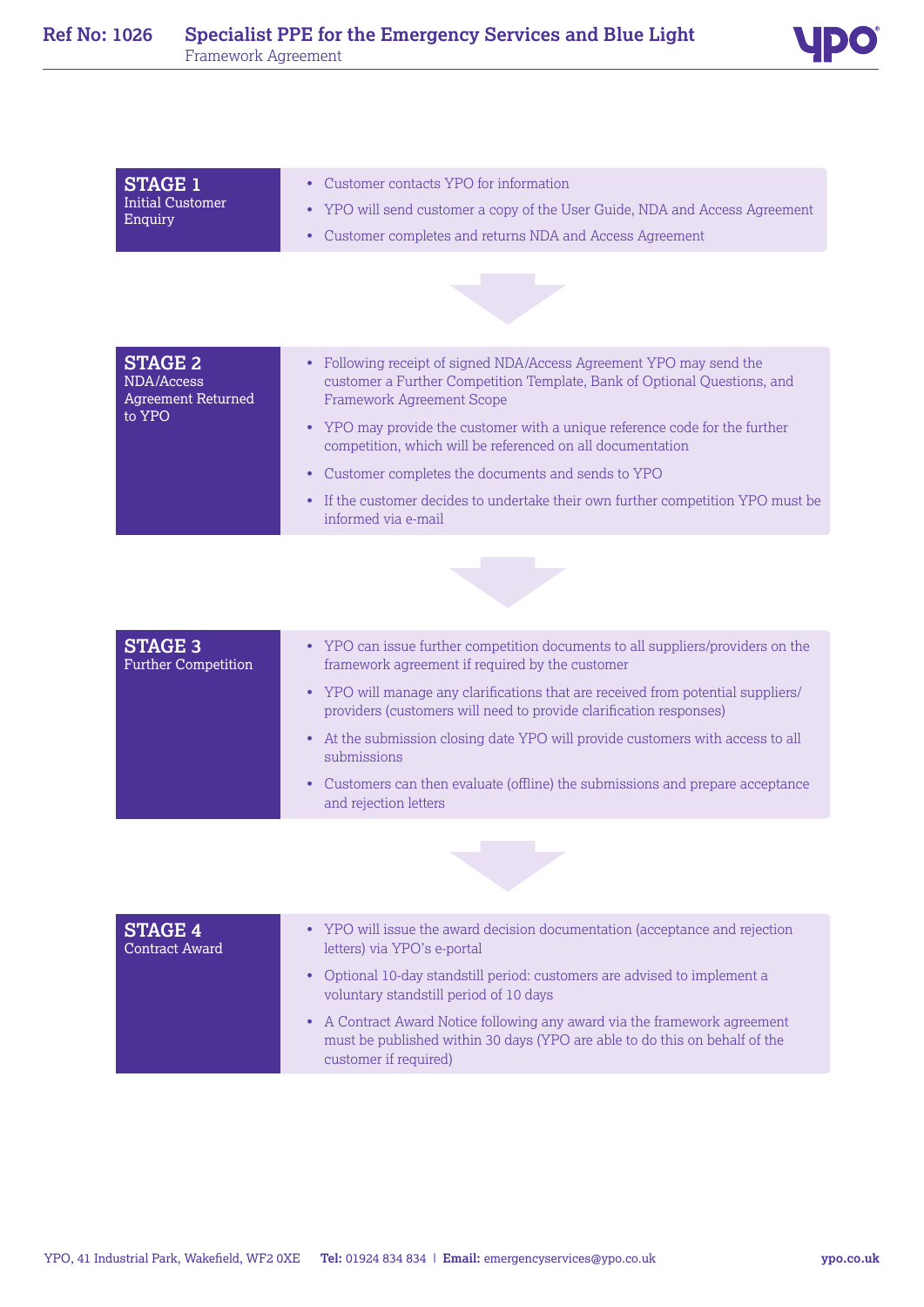## STAGE 1
Initial Customer Enquiry

- Customer contacts YPO for information
- YPO will send customer a copy of the User Guide, NDA and Access Agreement
- Customer completes and returns NDA and Access Agreement

## STAGE 2
NDA/Access Agreement Returned to YPO

- Following receipt of signed NDA/Access Agreement YPO may send the customer a Further Competition Template, Bank of Optional Questions, and Framework Agreement Scope
- YPO may provide the customer with a unique reference code for the further competition, which will be referenced on all documentation
- Customer completes the documents and sends to YPO
- If the customer decides to undertake their own further competition YPO must be informed via e-mail

## STAGE 3
Further Competition

- YPO can issue further competition documents to all suppliers/providers on the framework agreement if required by the customer
- YPO will manage any clarifications that are received from potential suppliers/providers (customers will need to provide clarification responses)
- At the submission closing date YPO will provide customers with access to all submissions
- Customers can then evaluate (offline) the submissions and prepare acceptance and rejection letters

## STAGE 4
Contract Award

- YPO will issue the award decision documentation (acceptance and rejection letters) via YPO's e-portal
- Optional 10-day standstill period: customers are advised to implement a voluntary standstill period of 10 days
- A Contract Award Notice following any award via the framework agreement must be published within 30 days (YPO are able to do this on behalf of the customer if required)